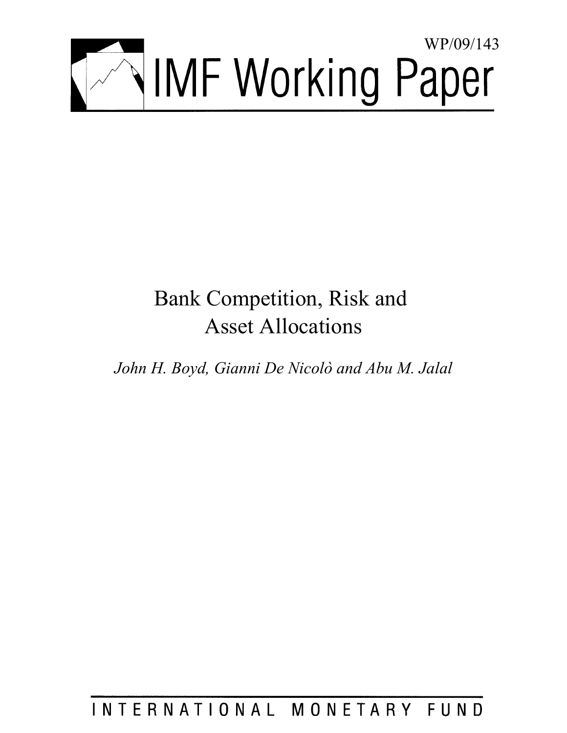WP/09/143

# IMF Working Paper

# Bank Competition, Risk and Asset Allocations

*John H. Boyd, Gianni De Nicolò and Abu M. Jalal*

INTERNATIONAL MONETARY FUND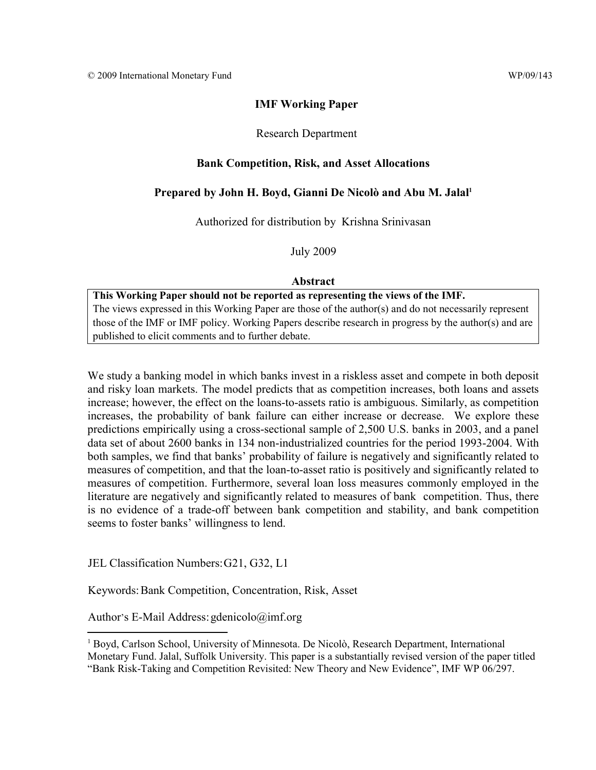© 2009 International Monetary Fund WP/09/143

**IMF Working Paper**

Research Department

**Bank Competition, Risk, and Asset Allocations**

**Prepared by John H. Boyd, Gianni De Nicolò and Abu M. Jalal[1]**

Authorized for distribution by Krishna Srinivasan

July 2009

**Abstract**

**This Working Paper should not be reported as representing the views of the IMF.**
The views expressed in this Working Paper are those of the author(s) and do not necessarily represent those of the IMF or IMF policy. Working Papers describe research in progress by the author(s) and are published to elicit comments and to further debate.

We study a banking model in which banks invest in a riskless asset and compete in both deposit and risky loan markets. The model predicts that as competition increases, both loans and assets increase; however, the effect on the loans-to-assets ratio is ambiguous. Similarly, as competition increases, the probability of bank failure can either increase or decrease. We explore these predictions empirically using a cross-sectional sample of 2,500 U.S. banks in 2003, and a panel data set of about 2600 banks in 134 non-industrialized countries for the period 1993-2004. With both samples, we find that banks' probability of failure is negatively and significantly related to measures of competition, and that the loan-to-asset ratio is positively and significantly related to measures of competition. Furthermore, several loan loss measures commonly employed in the literature are negatively and significantly related to measures of bank competition. Thus, there is no evidence of a trade-off between bank competition and stability, and bank competition seems to foster banks' willingness to lend.

JEL Classification Numbers: G21, G32, L1

Keywords: Bank Competition, Concentration, Risk, Asset

Author's E-Mail Address: gdenicolo@imf.org

[1] Boyd, Carlson School, University of Minnesota. De Nicolò, Research Department, International Monetary Fund. Jalal, Suffolk University. This paper is a substantially revised version of the paper titled "Bank Risk-Taking and Competition Revisited: New Theory and New Evidence", IMF WP 06/297.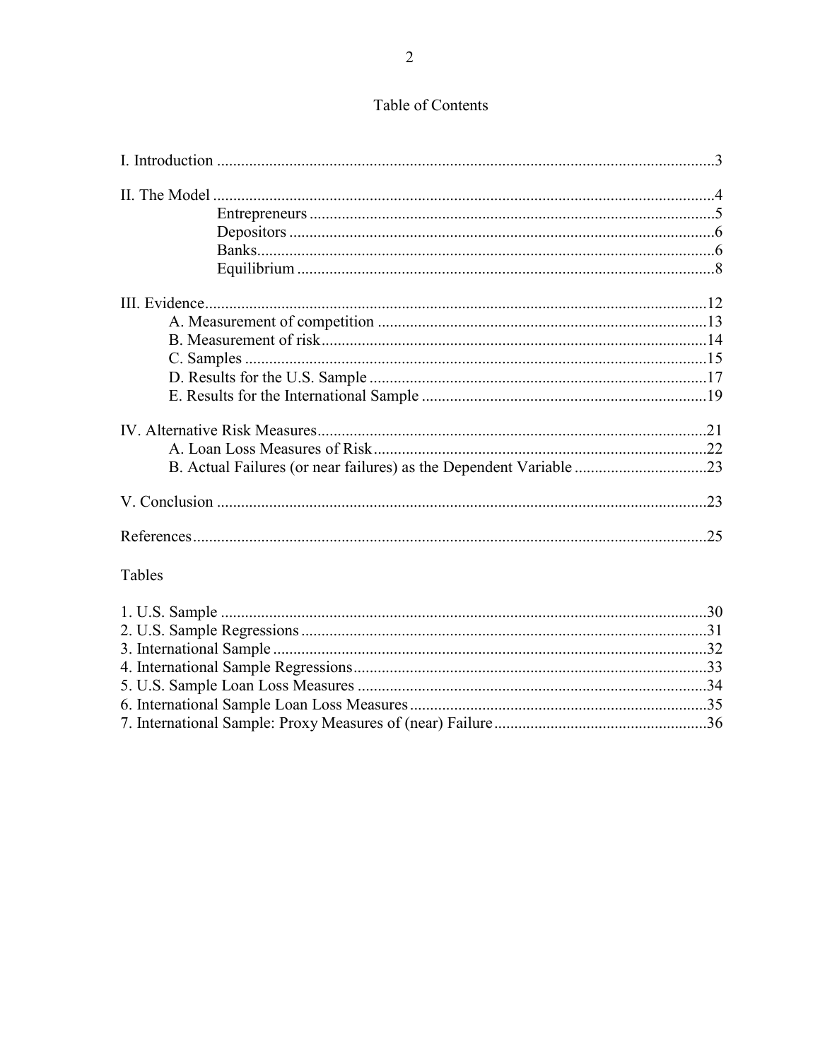## Table of Contents

I. Introduction ..........3

II. The Model ..........4
- Entrepreneurs ..........5
- Depositors ..........6
- Banks ..........6
- Equilibrium ..........8

III. Evidence ..........12
- A. Measurement of competition ..........13
- B. Measurement of risk ..........14
- C. Samples ..........15
- D. Results for the U.S. Sample ..........17
- E. Results for the International Sample ..........19

IV. Alternative Risk Measures ..........21
- A. Loan Loss Measures of Risk ..........22
- B. Actual Failures (or near failures) as the Dependent Variable ..........23

V. Conclusion ..........23

References ..........25

Tables

1. U.S. Sample ..........30
2. U.S. Sample Regressions ..........31
3. International Sample ..........32
4. International Sample Regressions ..........33
5. U.S. Sample Loan Loss Measures ..........34
6. International Sample Loan Loss Measures ..........35
7. International Sample: Proxy Measures of (near) Failure ..........36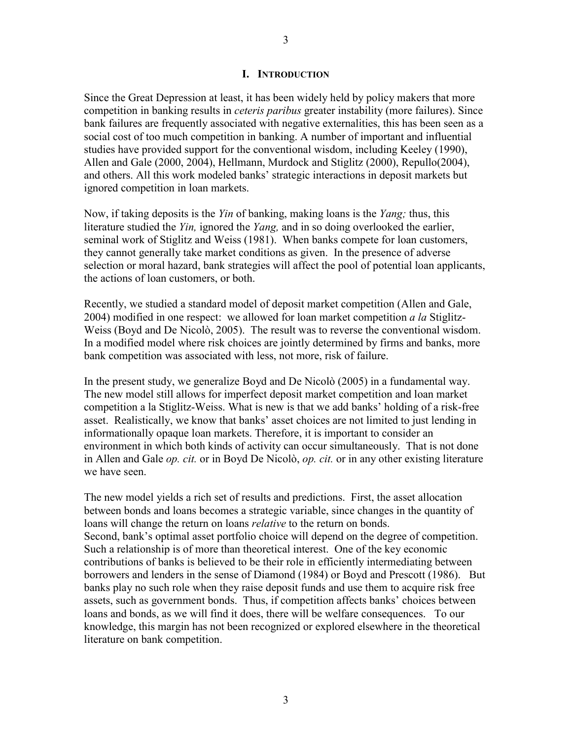## I. INTRODUCTION

Since the Great Depression at least, it has been widely held by policy makers that more competition in banking results in *ceteris paribus* greater instability (more failures). Since bank failures are frequently associated with negative externalities, this has been seen as a social cost of too much competition in banking. A number of important and influential studies have provided support for the conventional wisdom, including Keeley (1990), Allen and Gale (2000, 2004), Hellmann, Murdock and Stiglitz (2000), Repullo(2004), and others. All this work modeled banks' strategic interactions in deposit markets but ignored competition in loan markets.

Now, if taking deposits is the *Yin* of banking, making loans is the *Yang;* thus, this literature studied the *Yin,* ignored the *Yang,* and in so doing overlooked the earlier, seminal work of Stiglitz and Weiss (1981). When banks compete for loan customers, they cannot generally take market conditions as given. In the presence of adverse selection or moral hazard, bank strategies will affect the pool of potential loan applicants, the actions of loan customers, or both.

Recently, we studied a standard model of deposit market competition (Allen and Gale, 2004) modified in one respect: we allowed for loan market competition *a la* Stiglitz-Weiss (Boyd and De Nicolò, 2005). The result was to reverse the conventional wisdom. In a modified model where risk choices are jointly determined by firms and banks, more bank competition was associated with less, not more, risk of failure.

In the present study, we generalize Boyd and De Nicolò (2005) in a fundamental way. The new model still allows for imperfect deposit market competition and loan market competition a la Stiglitz-Weiss. What is new is that we add banks' holding of a risk-free asset. Realistically, we know that banks' asset choices are not limited to just lending in informationally opaque loan markets. Therefore, it is important to consider an environment in which both kinds of activity can occur simultaneously. That is not done in Allen and Gale *op. cit.* or in Boyd De Nicolò, *op. cit.* or in any other existing literature we have seen.

The new model yields a rich set of results and predictions. First, the asset allocation between bonds and loans becomes a strategic variable, since changes in the quantity of loans will change the return on loans *relative* to the return on bonds.
Second, bank's optimal asset portfolio choice will depend on the degree of competition. Such a relationship is of more than theoretical interest. One of the key economic contributions of banks is believed to be their role in efficiently intermediating between borrowers and lenders in the sense of Diamond (1984) or Boyd and Prescott (1986). But banks play no such role when they raise deposit funds and use them to acquire risk free assets, such as government bonds. Thus, if competition affects banks' choices between loans and bonds, as we will find it does, there will be welfare consequences. To our knowledge, this margin has not been recognized or explored elsewhere in the theoretical literature on bank competition.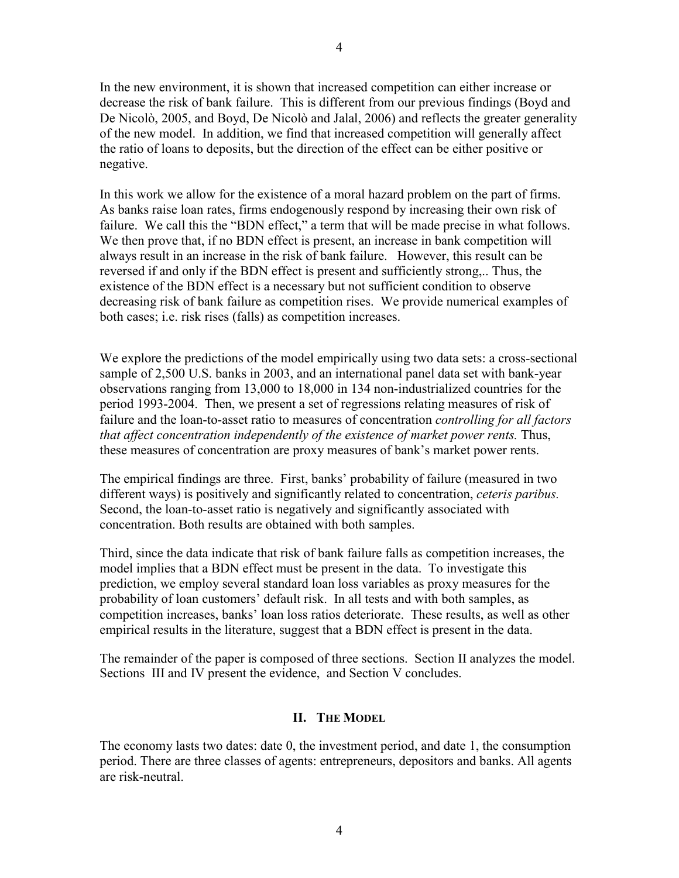In the new environment, it is shown that increased competition can either increase or decrease the risk of bank failure. This is different from our previous findings (Boyd and De Nicolò, 2005, and Boyd, De Nicolò and Jalal, 2006) and reflects the greater generality of the new model. In addition, we find that increased competition will generally affect the ratio of loans to deposits, but the direction of the effect can be either positive or negative.

In this work we allow for the existence of a moral hazard problem on the part of firms. As banks raise loan rates, firms endogenously respond by increasing their own risk of failure. We call this the "BDN effect," a term that will be made precise in what follows. We then prove that, if no BDN effect is present, an increase in bank competition will always result in an increase in the risk of bank failure. However, this result can be reversed if and only if the BDN effect is present and sufficiently strong,.. Thus, the existence of the BDN effect is a necessary but not sufficient condition to observe decreasing risk of bank failure as competition rises. We provide numerical examples of both cases; i.e. risk rises (falls) as competition increases.

We explore the predictions of the model empirically using two data sets: a cross-sectional sample of 2,500 U.S. banks in 2003, and an international panel data set with bank-year observations ranging from 13,000 to 18,000 in 134 non-industrialized countries for the period 1993-2004. Then, we present a set of regressions relating measures of risk of failure and the loan-to-asset ratio to measures of concentration *controlling for all factors that affect concentration independently of the existence of market power rents.* Thus, these measures of concentration are proxy measures of bank's market power rents.

The empirical findings are three. First, banks' probability of failure (measured in two different ways) is positively and significantly related to concentration, *ceteris paribus.* Second, the loan-to-asset ratio is negatively and significantly associated with concentration. Both results are obtained with both samples.

Third, since the data indicate that risk of bank failure falls as competition increases, the model implies that a BDN effect must be present in the data. To investigate this prediction, we employ several standard loan loss variables as proxy measures for the probability of loan customers' default risk. In all tests and with both samples, as competition increases, banks' loan loss ratios deteriorate. These results, as well as other empirical results in the literature, suggest that a BDN effect is present in the data.

The remainder of the paper is composed of three sections. Section II analyzes the model. Sections III and IV present the evidence, and Section V concludes.

## II. The Model

The economy lasts two dates: date 0, the investment period, and date 1, the consumption period. There are three classes of agents: entrepreneurs, depositors and banks. All agents are risk-neutral.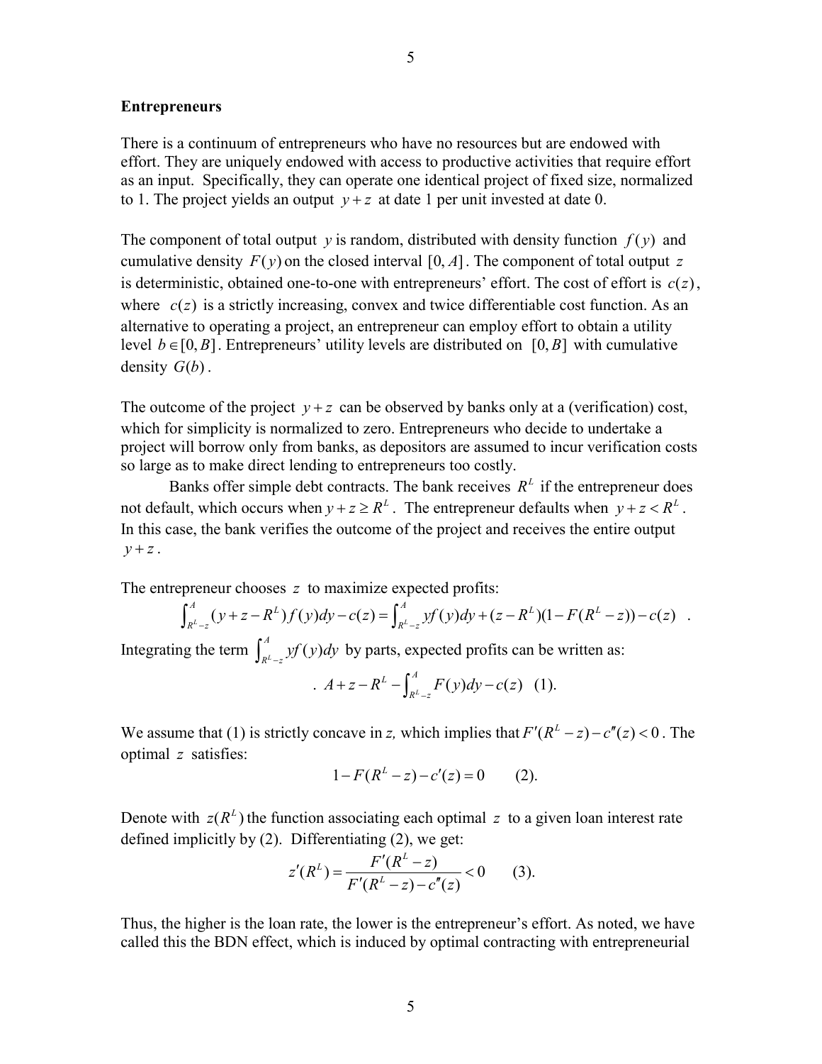**Entrepreneurs**

There is a continuum of entrepreneurs who have no resources but are endowed with effort. They are uniquely endowed with access to productive activities that require effort as an input. Specifically, they can operate one identical project of fixed size, normalized to 1. The project yields an output $y+z$ at date 1 per unit invested at date 0.

The component of total output $y$ is random, distributed with density function $f(y)$ and cumulative density $F(y)$ on the closed interval $[0, A]$. The component of total output $z$ is deterministic, obtained one-to-one with entrepreneurs' effort. The cost of effort is $c(z)$, where $c(z)$ is a strictly increasing, convex and twice differentiable cost function. As an alternative to operating a project, an entrepreneur can employ effort to obtain a utility level $b \in [0, B]$. Entrepreneurs' utility levels are distributed on $[0, B]$ with cumulative density $G(b)$.

The outcome of the project $y+z$ can be observed by banks only at a (verification) cost, which for simplicity is normalized to zero. Entrepreneurs who decide to undertake a project will borrow only from banks, as depositors are assumed to incur verification costs so large as to make direct lending to entrepreneurs too costly.

Banks offer simple debt contracts. The bank receives $R^L$ if the entrepreneur does not default, which occurs when $y+z \geq R^L$. The entrepreneur defaults when $y+z < R^L$. In this case, the bank verifies the outcome of the project and receives the entire output $y+z$.

The entrepreneur chooses $z$ to maximize expected profits:

$$\int_{R^L-z}^{A} (y+z-R^L) f(y) dy - c(z) = \int_{R^L-z}^{A} y f(y) dy + (z-R^L)(1-F(R^L-z)) - c(z) \quad .$$

Integrating the term $\int_{R^L-z}^{A} y f(y) dy$ by parts, expected profits can be written as:

$$. \ A + z - R^L - \int_{R^L-z}^{A} F(y) dy - c(z) \quad (1).$$

We assume that (1) is strictly concave in $z$, which implies that $F'(R^L - z) - c''(z) < 0$. The optimal $z$ satisfies:

$$1 - F(R^L - z) - c'(z) = 0 \qquad (2).$$

Denote with $z(R^L)$ the function associating each optimal $z$ to a given loan interest rate defined implicitly by (2). Differentiating (2), we get:

$$z'(R^L) = \frac{F'(R^L - z)}{F'(R^L - z) - c''(z)} < 0 \qquad (3).$$

Thus, the higher is the loan rate, the lower is the entrepreneur's effort. As noted, we have called this the BDN effect, which is induced by optimal contracting with entrepreneurial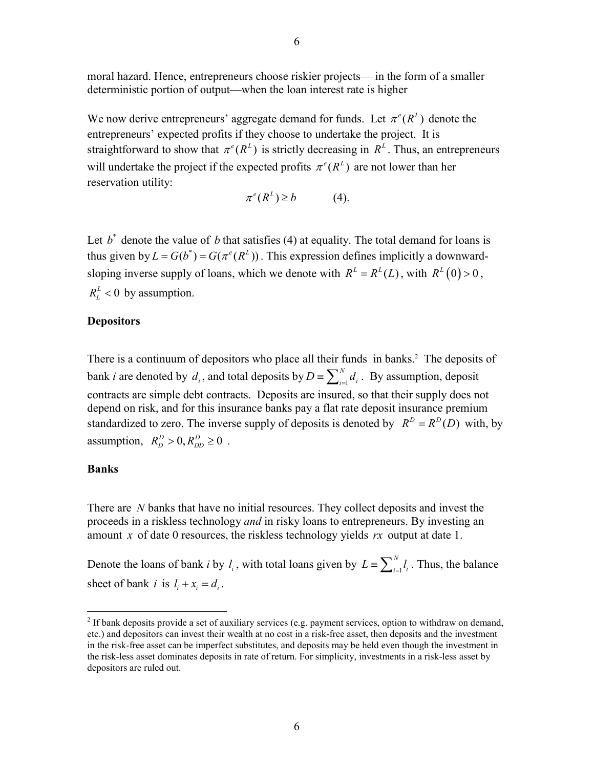moral hazard. Hence, entrepreneurs choose riskier projects— in the form of a smaller deterministic portion of output—when the loan interest rate is higher

We now derive entrepreneurs' aggregate demand for funds. Let $\pi^e(R^L)$ denote the entrepreneurs' expected profits if they choose to undertake the project. It is straightforward to show that $\pi^e(R^L)$ is strictly decreasing in $R^L$. Thus, an entrepreneurs will undertake the project if the expected profits $\pi^e(R^L)$ are not lower than her reservation utility:

$$\pi^e(R^L) \geq b \qquad (4).$$

Let $b^*$ denote the value of $b$ that satisfies (4) at equality. The total demand for loans is thus given by $L = G(b^*) = G(\pi^e(R^L))$. This expression defines implicitly a downward-sloping inverse supply of loans, which we denote with $R^L = R^L(L)$, with $R^L(0) > 0$, $R^L_L < 0$ by assumption.

**Depositors**

There is a continuum of depositors who place all their funds in banks.[2] The deposits of bank *i* are denoted by $d_i$, and total deposits by $D \equiv \sum_{i=1}^{N} d_i$. By assumption, deposit contracts are simple debt contracts. Deposits are insured, so that their supply does not depend on risk, and for this insurance banks pay a flat rate deposit insurance premium standardized to zero. The inverse supply of deposits is denoted by $R^D = R^D(D)$ with, by assumption, $R^D_D > 0, R^D_{DD} \geq 0$.

**Banks**

There are $N$ banks that have no initial resources. They collect deposits and invest the proceeds in a riskless technology *and* in risky loans to entrepreneurs. By investing an amount $x$ of date 0 resources, the riskless technology yields $rx$ output at date 1.

Denote the loans of bank *i* by $l_i$, with total loans given by $L \equiv \sum_{i=1}^{N} l_i$. Thus, the balance sheet of bank $i$ is $l_i + x_i = d_i$.

[2] If bank deposits provide a set of auxiliary services (e.g. payment services, option to withdraw on demand, etc.) and depositors can invest their wealth at no cost in a risk-free asset, then deposits and the investment in the risk-free asset can be imperfect substitutes, and deposits may be held even though the investment in the risk-less asset dominates deposits in rate of return. For simplicity, investments in a risk-less asset by depositors are ruled out.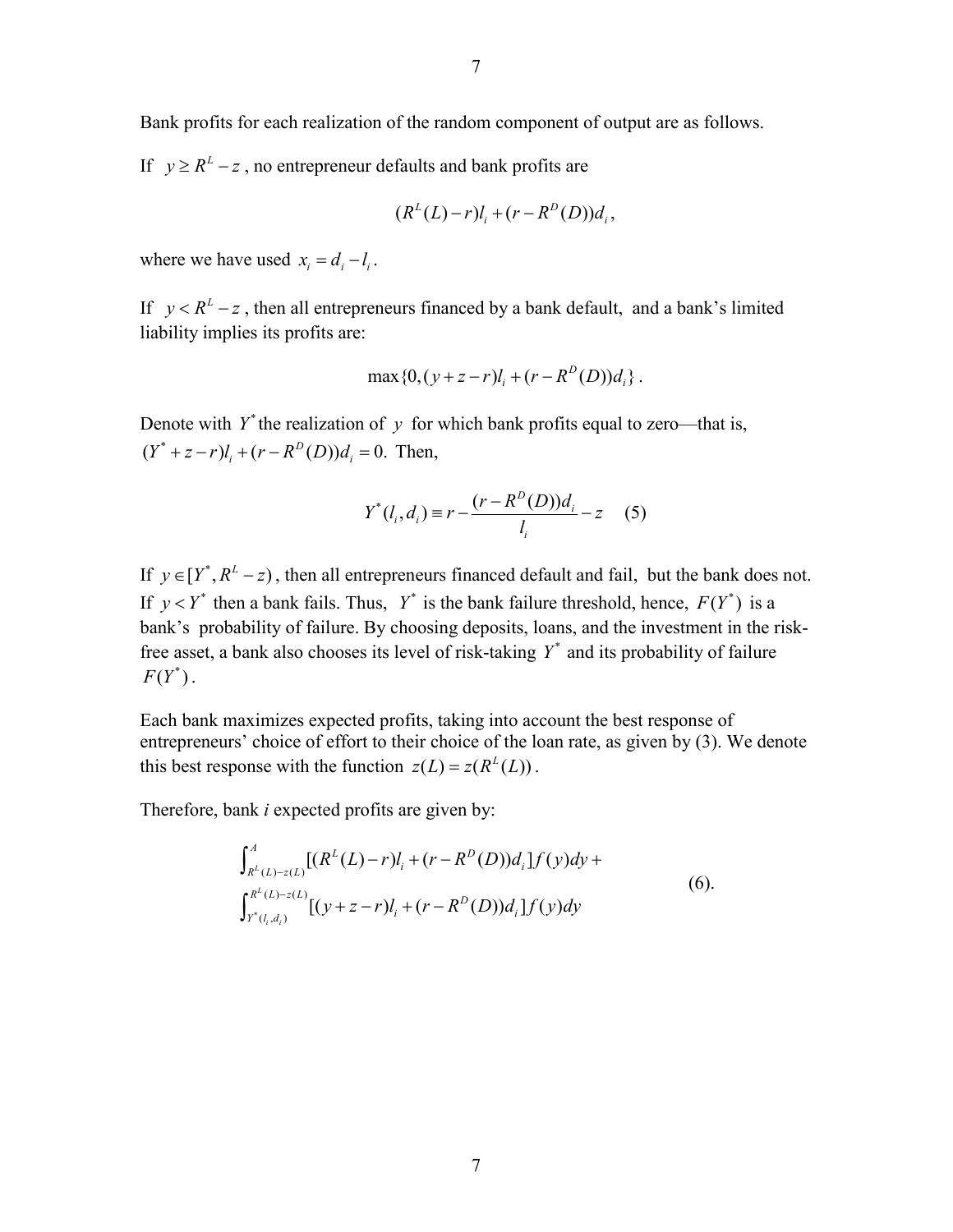Bank profits for each realization of the random component of output are as follows.

If $y \geq R^L - z$, no entrepreneur defaults and bank profits are

$$(R^L(L) - r)l_i + (r - R^D(D))d_i,$$

where we have used $x_i = d_i - l_i$.

If $y < R^L - z$, then all entrepreneurs financed by a bank default, and a bank's limited liability implies its profits are:

$$\max\{0, (y + z - r)l_i + (r - R^D(D))d_i\}.$$

Denote with $Y^*$ the realization of $y$ for which bank profits equal to zero—that is, $(Y^* + z - r)l_i + (r - R^D(D))d_i = 0$. Then,

$$Y^*(l_i, d_i) \equiv r - \frac{(r - R^D(D))d_i}{l_i} - z \quad (5)$$

If $y \in [Y^*, R^L - z)$, then all entrepreneurs financed default and fail, but the bank does not. If $y < Y^*$ then a bank fails. Thus, $Y^*$ is the bank failure threshold, hence, $F(Y^*)$ is a bank's probability of failure. By choosing deposits, loans, and the investment in the risk-free asset, a bank also chooses its level of risk-taking $Y^*$ and its probability of failure $F(Y^*)$.

Each bank maximizes expected profits, taking into account the best response of entrepreneurs' choice of effort to their choice of the loan rate, as given by (3). We denote this best response with the function $z(L) = z(R^L(L))$.

Therefore, bank *i* expected profits are given by:

$$\int_{R^L(L)-z(L)}^{A} [(R^L(L) - r)l_i + (r - R^D(D))d_i] f(y)dy + \int_{Y^*(l_i,d_i)}^{R^L(L)-z(L)} [(y + z - r)l_i + (r - R^D(D))d_i] f(y)dy \quad (6).$$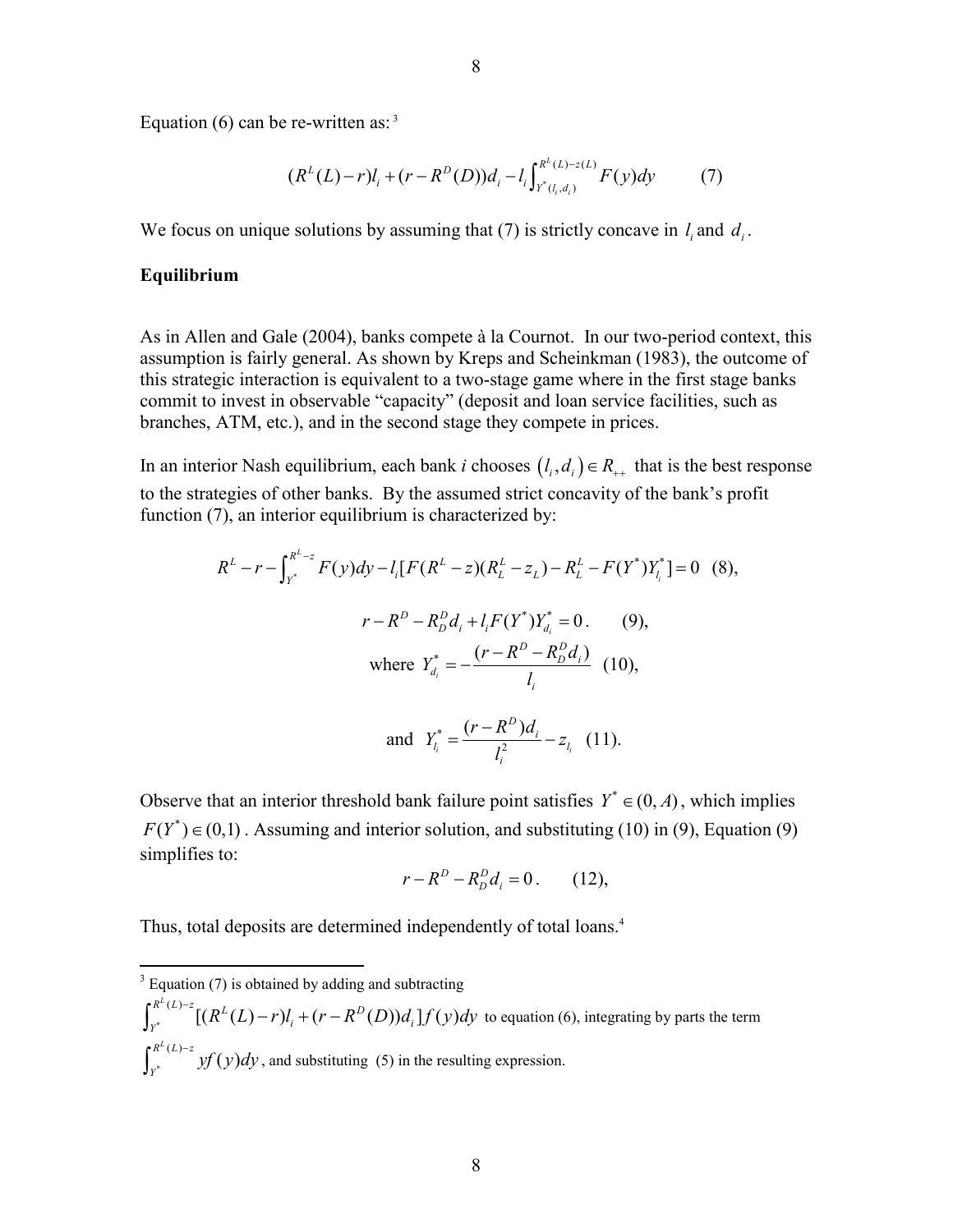Equation (6) can be re-written as:[3]

$$(R^L(L)-r)l_i + (r - R^D(D))d_i - l_i \int_{Y^*(l_i,d_i)}^{R^L(L)-z(L)} F(y)dy \qquad (7)$$

We focus on unique solutions by assuming that (7) is strictly concave in $l_i$ and $d_i$.

**Equilibrium**

As in Allen and Gale (2004), banks compete à la Cournot. In our two-period context, this assumption is fairly general. As shown by Kreps and Scheinkman (1983), the outcome of this strategic interaction is equivalent to a two-stage game where in the first stage banks commit to invest in observable "capacity" (deposit and loan service facilities, such as branches, ATM, etc.), and in the second stage they compete in prices.

In an interior Nash equilibrium, each bank *i* chooses $(l_i, d_i) \in R_{++}$ that is the best response to the strategies of other banks. By the assumed strict concavity of the bank's profit function (7), an interior equilibrium is characterized by:

$$R^L - r - \int_{Y^*}^{R^L - z} F(y)dy - l_i[F(R^L - z)(R_L^L - z_L) - R_L^L - F(Y^*)Y_{l_i}^*] = 0 \quad (8),$$

$$r - R^D - R_D^D d_i + l_i F(Y^*) Y_{d_i}^* = 0. \qquad (9),$$

$$\text{where } Y_{d_i}^* = -\frac{(r - R^D - R_D^D d_i)}{l_i} \quad (10),$$

$$\text{and } Y_{l_i}^* = \frac{(r - R^D)d_i}{l_i^2} - z_{l_i} \quad (11).$$

Observe that an interior threshold bank failure point satisfies $Y^* \in (0, A)$, which implies $F(Y^*) \in (0,1)$. Assuming and interior solution, and substituting (10) in (9), Equation (9) simplifies to:

$$r - R^D - R_D^D d_i = 0. \qquad (12),$$

Thus, total deposits are determined independently of total loans.[4]

---

[3] Equation (7) is obtained by adding and subtracting $\int_{Y^*}^{R^L(L)-z} [(R^L(L) - r)l_i + (r - R^D(D))d_i] f(y)dy$ to equation (6), integrating by parts the term $\int_{Y^*}^{R^L(L)-z} yf(y)dy$, and substituting (5) in the resulting expression.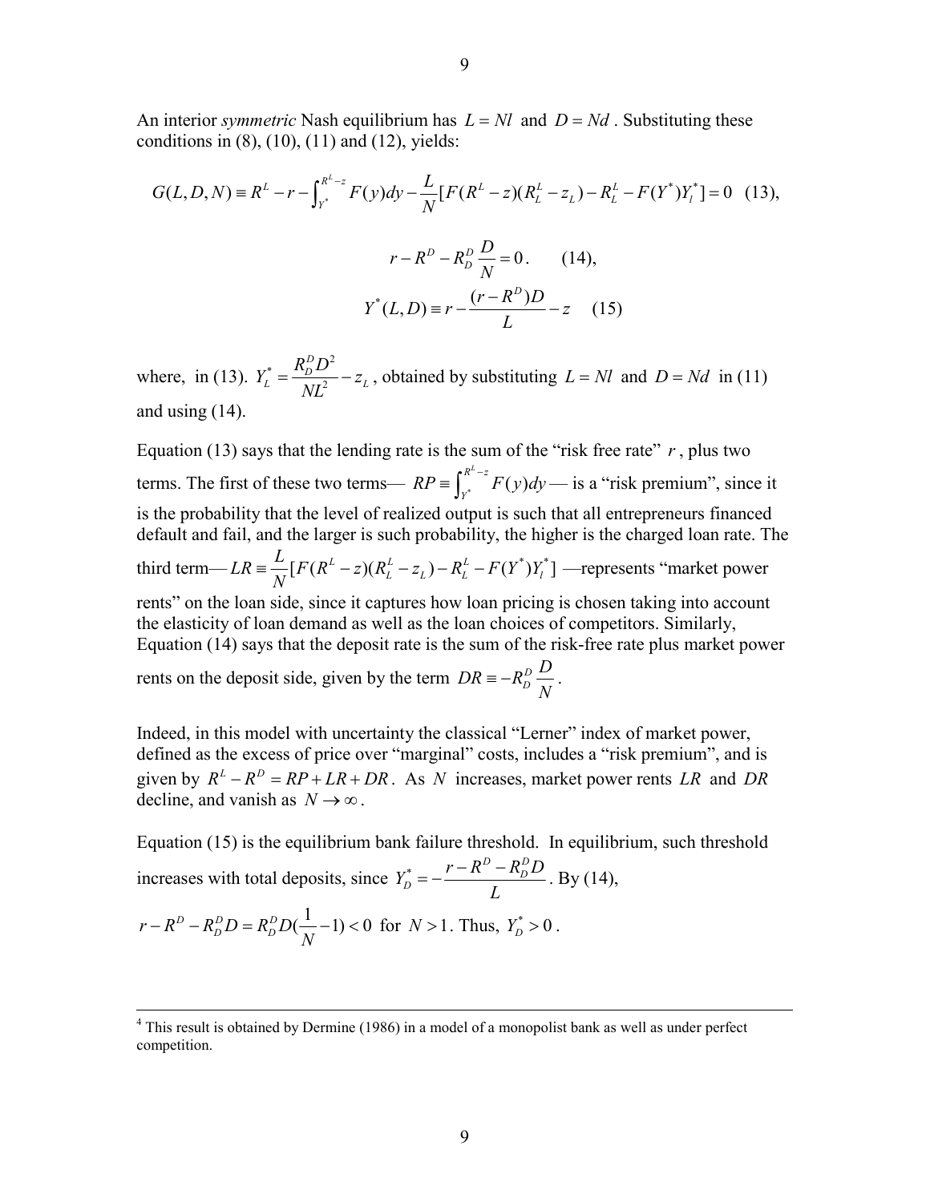An interior *symmetric* Nash equilibrium has $L = Nl$ and $D = Nd$. Substituting these conditions in (8), (10), (11) and (12), yields:

$$G(L,D,N) \equiv R^L - r - \int_{Y^*}^{R^L - z} F(y)dy - \frac{L}{N}[F(R^L - z)(R_L^L - z_L) - R_L^L - F(Y^*)Y_l^*] = 0 \quad (13),$$

$$r - R^D - R_D^D \frac{D}{N} = 0. \quad (14),$$

$$Y^*(L,D) \equiv r - \frac{(r - R^D)D}{L} - z \quad (15)$$

where, in (13). $Y_L^* = \frac{R_D^D D^2}{NL^2} - z_L$, obtained by substituting $L = Nl$ and $D = Nd$ in (11) and using (14).

Equation (13) says that the lending rate is the sum of the "risk free rate" $r$, plus two terms. The first of these two terms— $RP \equiv \int_{Y^*}^{R^L - z} F(y)dy$ — is a "risk premium", since it is the probability that the level of realized output is such that all entrepreneurs financed default and fail, and the larger is such probability, the higher is the charged loan rate. The third term— $LR \equiv \frac{L}{N}[F(R^L - z)(R_L^L - z_L) - R_L^L - F(Y^*)Y_l^*]$ —represents "market power rents" on the loan side, since it captures how loan pricing is chosen taking into account the elasticity of loan demand as well as the loan choices of competitors. Similarly, Equation (14) says that the deposit rate is the sum of the risk-free rate plus market power rents on the deposit side, given by the term $DR \equiv -R_D^D \frac{D}{N}$.

Indeed, in this model with uncertainty the classical "Lerner" index of market power, defined as the excess of price over "marginal" costs, includes a "risk premium", and is given by $R^L - R^D = RP + LR + DR$. As $N$ increases, market power rents $LR$ and $DR$ decline, and vanish as $N \to \infty$.

Equation (15) is the equilibrium bank failure threshold. In equilibrium, such threshold increases with total deposits, since $Y_D^* = -\frac{r - R^D - R_D^D D}{L}$. By (14), $r - R^D - R_D^D D = R_D^D D(\frac{1}{N} - 1) < 0$ for $N > 1$. Thus, $Y_D^* > 0$.

---

[4] This result is obtained by Dermine (1986) in a model of a monopolist bank as well as under perfect competition.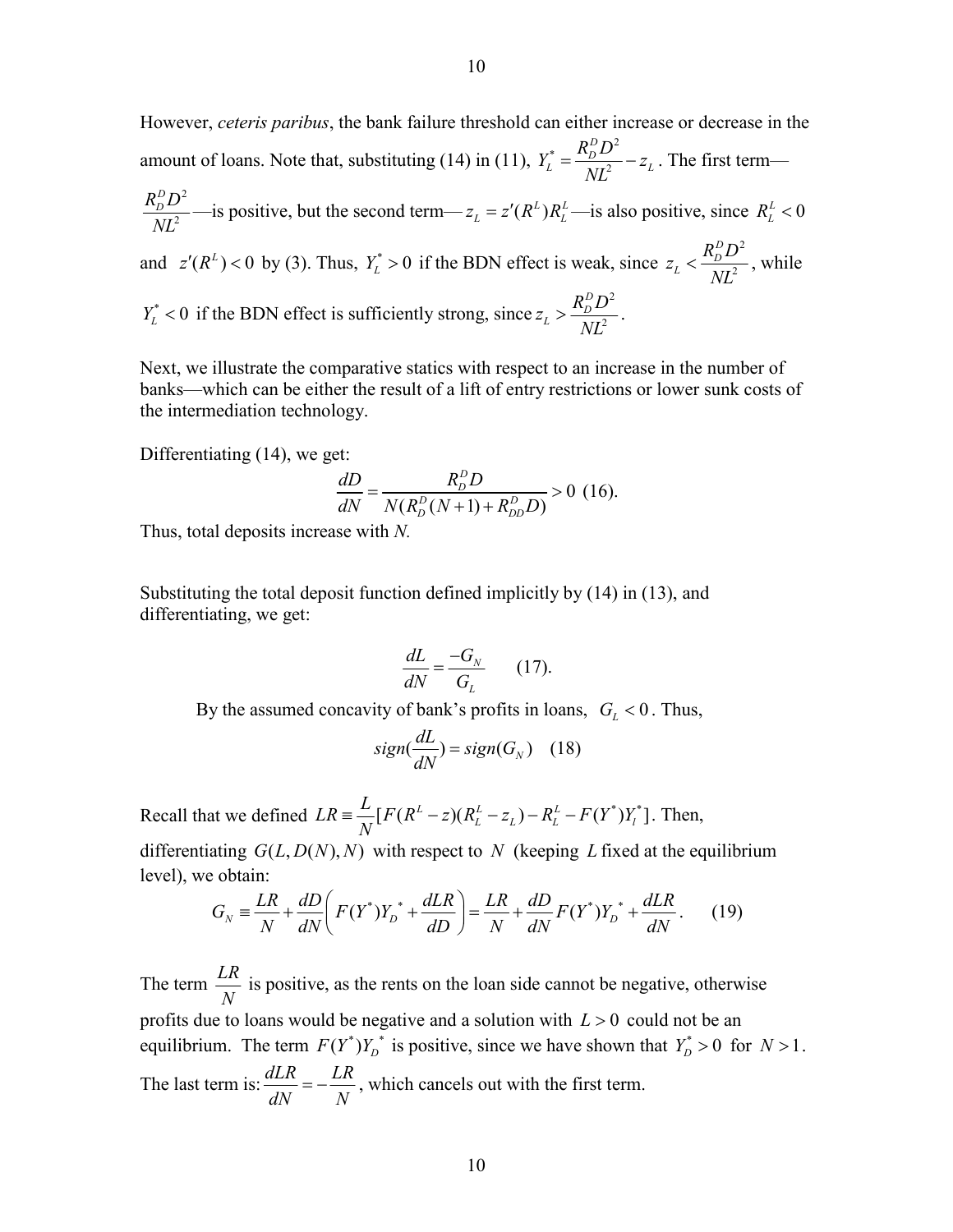However, *ceteris paribus*, the bank failure threshold can either increase or decrease in the amount of loans. Note that, substituting (14) in (11), $Y_L^* = \frac{R_D^D D^2}{NL^2} - z_L$. The first term—$\frac{R_D^D D^2}{NL^2}$—is positive, but the second term—$z_L = z'(R^L) R_L^L$—is also positive, since $R_L^L < 0$ and $z'(R^L) < 0$ by (3). Thus, $Y_L^* > 0$ if the BDN effect is weak, since $z_L < \frac{R_D^D D^2}{NL^2}$, while $Y_L^* < 0$ if the BDN effect is sufficiently strong, since $z_L > \frac{R_D^D D^2}{NL^2}$.

Next, we illustrate the comparative statics with respect to an increase in the number of banks—which can be either the result of a lift of entry restrictions or lower sunk costs of the intermediation technology.

Differentiating (14), we get:

$$\frac{dD}{dN} = \frac{R_D^D D}{N(R_D^D (N+1) + R_{DD}^D D)} > 0 \quad (16).$$

Thus, total deposits increase with *N*.

Substituting the total deposit function defined implicitly by (14) in (13), and differentiating, we get:

$$\frac{dL}{dN} = \frac{-G_N}{G_L} \qquad (17).$$

By the assumed concavity of bank's profits in loans, $G_L < 0$. Thus,

$$sign(\frac{dL}{dN}) = sign(G_N) \quad (18)$$

Recall that we defined $LR \equiv \frac{L}{N}[F(R^L - z)(R_L^L - z_L) - R_L^L - F(Y^*)Y_l^*]$. Then, differentiating $G(L, D(N), N)$ with respect to $N$ (keeping $L$ fixed at the equilibrium level), we obtain:

$$G_N \equiv \frac{LR}{N} + \frac{dD}{dN}\left( F(Y^*)Y_D^* + \frac{dLR}{dD} \right) = \frac{LR}{N} + \frac{dD}{dN} F(Y^*)Y_D^* + \frac{dLR}{dN}. \qquad (19)$$

The term $\frac{LR}{N}$ is positive, as the rents on the loan side cannot be negative, otherwise profits due to loans would be negative and a solution with $L > 0$ could not be an equilibrium. The term $F(Y^*)Y_D^*$ is positive, since we have shown that $Y_D^* > 0$ for $N > 1$. The last term is: $\frac{dLR}{dN} = -\frac{LR}{N}$, which cancels out with the first term.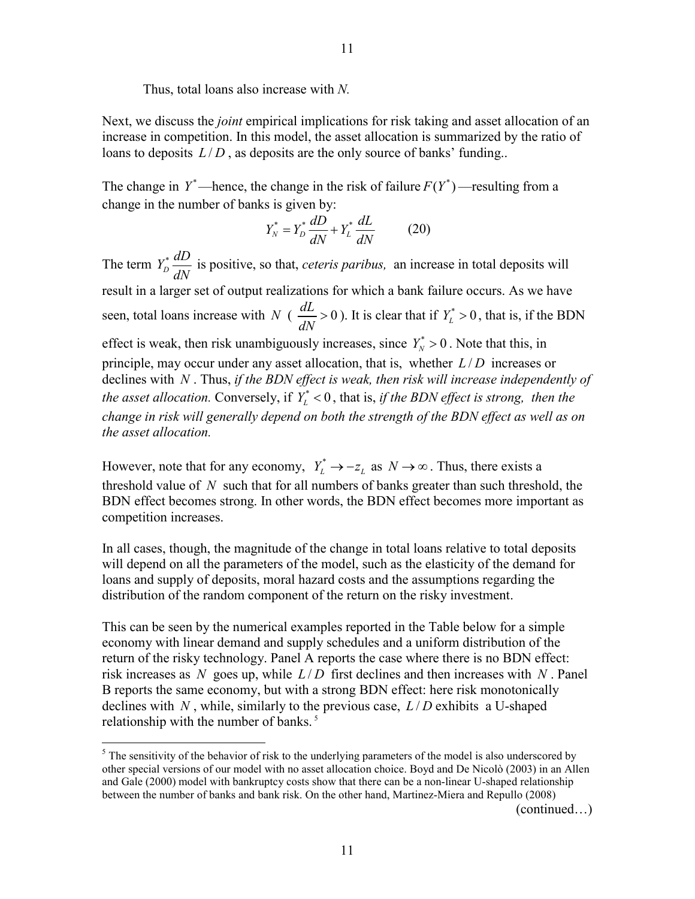Thus, total loans also increase with *N.*

Next, we discuss the *joint* empirical implications for risk taking and asset allocation of an increase in competition. In this model, the asset allocation is summarized by the ratio of loans to deposits $L/D$, as deposits are the only source of banks' funding..

The change in $Y^*$—hence, the change in the risk of failure $F(Y^*)$—resulting from a change in the number of banks is given by:

$$Y_N^* = Y_D^* \frac{dD}{dN} + Y_L^* \frac{dL}{dN} \qquad (20)$$

The term $Y_D^* \frac{dD}{dN}$ is positive, so that, *ceteris paribus,* an increase in total deposits will result in a larger set of output realizations for which a bank failure occurs. As we have seen, total loans increase with $N$ ( $\frac{dL}{dN} > 0$ ). It is clear that if $Y_L^* > 0$, that is, if the BDN effect is weak, then risk unambiguously increases, since $Y_N^* > 0$. Note that this, in principle, may occur under any asset allocation, that is, whether $L/D$ increases or declines with $N$. Thus, *if the BDN effect is weak, then risk will increase independently of the asset allocation.* Conversely, if $Y_L^* < 0$, that is, *if the BDN effect is strong, then the change in risk will generally depend on both the strength of the BDN effect as well as on the asset allocation.*

However, note that for any economy, $Y_L^* \to -z_L$ as $N \to \infty$. Thus, there exists a threshold value of $N$ such that for all numbers of banks greater than such threshold, the BDN effect becomes strong. In other words, the BDN effect becomes more important as competition increases.

In all cases, though, the magnitude of the change in total loans relative to total deposits will depend on all the parameters of the model, such as the elasticity of the demand for loans and supply of deposits, moral hazard costs and the assumptions regarding the distribution of the random component of the return on the risky investment.

This can be seen by the numerical examples reported in the Table below for a simple economy with linear demand and supply schedules and a uniform distribution of the return of the risky technology. Panel A reports the case where there is no BDN effect: risk increases as $N$ goes up, while $L/D$ first declines and then increases with $N$. Panel B reports the same economy, but with a strong BDN effect: here risk monotonically declines with $N$, while, similarly to the previous case, $L/D$ exhibits a U-shaped relationship with the number of banks. [5]

---

[5] The sensitivity of the behavior of risk to the underlying parameters of the model is also underscored by other special versions of our model with no asset allocation choice. Boyd and De Nicolò (2003) in an Allen and Gale (2000) model with bankruptcy costs show that there can be a non-linear U-shaped relationship between the number of banks and bank risk. On the other hand, Martinez-Miera and Repullo (2008)

(continued…)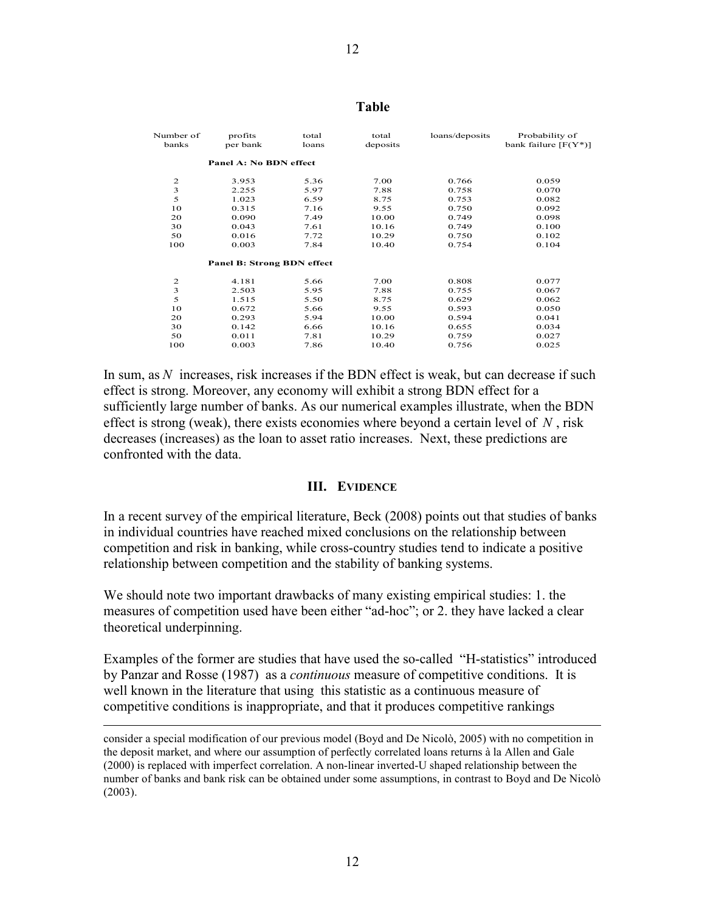**Table**

| Number of banks | profits per bank | total loans | total deposits | loans/deposits | Probability of bank failure [F(Y*)] |
|---|---|---|---|---|---|
| **Panel A: No BDN effect** | | | | | |
| 2 | 3.953 | 5.36 | 7.00 | 0.766 | 0.059 |
| 3 | 2.255 | 5.97 | 7.88 | 0.758 | 0.070 |
| 5 | 1.023 | 6.59 | 8.75 | 0.753 | 0.082 |
| 10 | 0.315 | 7.16 | 9.55 | 0.750 | 0.092 |
| 20 | 0.090 | 7.49 | 10.00 | 0.749 | 0.098 |
| 30 | 0.043 | 7.61 | 10.16 | 0.749 | 0.100 |
| 50 | 0.016 | 7.72 | 10.29 | 0.750 | 0.102 |
| 100 | 0.003 | 7.84 | 10.40 | 0.754 | 0.104 |
| **Panel B: Strong BDN effect** | | | | | |
| 2 | 4.181 | 5.66 | 7.00 | 0.808 | 0.077 |
| 3 | 2.503 | 5.95 | 7.88 | 0.755 | 0.067 |
| 5 | 1.515 | 5.50 | 8.75 | 0.629 | 0.062 |
| 10 | 0.672 | 5.66 | 9.55 | 0.593 | 0.050 |
| 20 | 0.293 | 5.94 | 10.00 | 0.594 | 0.041 |
| 30 | 0.142 | 6.66 | 10.16 | 0.655 | 0.034 |
| 50 | 0.011 | 7.81 | 10.29 | 0.759 | 0.027 |
| 100 | 0.003 | 7.86 | 10.40 | 0.756 | 0.025 |

In sum, as $N$ increases, risk increases if the BDN effect is weak, but can decrease if such effect is strong. Moreover, any economy will exhibit a strong BDN effect for a sufficiently large number of banks. As our numerical examples illustrate, when the BDN effect is strong (weak), there exists economies where beyond a certain level of $N$, risk decreases (increases) as the loan to asset ratio increases. Next, these predictions are confronted with the data.

## III. Evidence

In a recent survey of the empirical literature, Beck (2008) points out that studies of banks in individual countries have reached mixed conclusions on the relationship between competition and risk in banking, while cross-country studies tend to indicate a positive relationship between competition and the stability of banking systems.

We should note two important drawbacks of many existing empirical studies: 1. the measures of competition used have been either "ad-hoc"; or 2. they have lacked a clear theoretical underpinning.

Examples of the former are studies that have used the so-called "H-statistics" introduced by Panzar and Rosse (1987) as a *continuous* measure of competitive conditions. It is well known in the literature that using this statistic as a continuous measure of competitive conditions is inappropriate, and that it produces competitive rankings

---

consider a special modification of our previous model (Boyd and De Nicolò, 2005) with no competition in the deposit market, and where our assumption of perfectly correlated loans returns à la Allen and Gale (2000) is replaced with imperfect correlation. A non-linear inverted-U shaped relationship between the number of banks and bank risk can be obtained under some assumptions, in contrast to Boyd and De Nicolò (2003).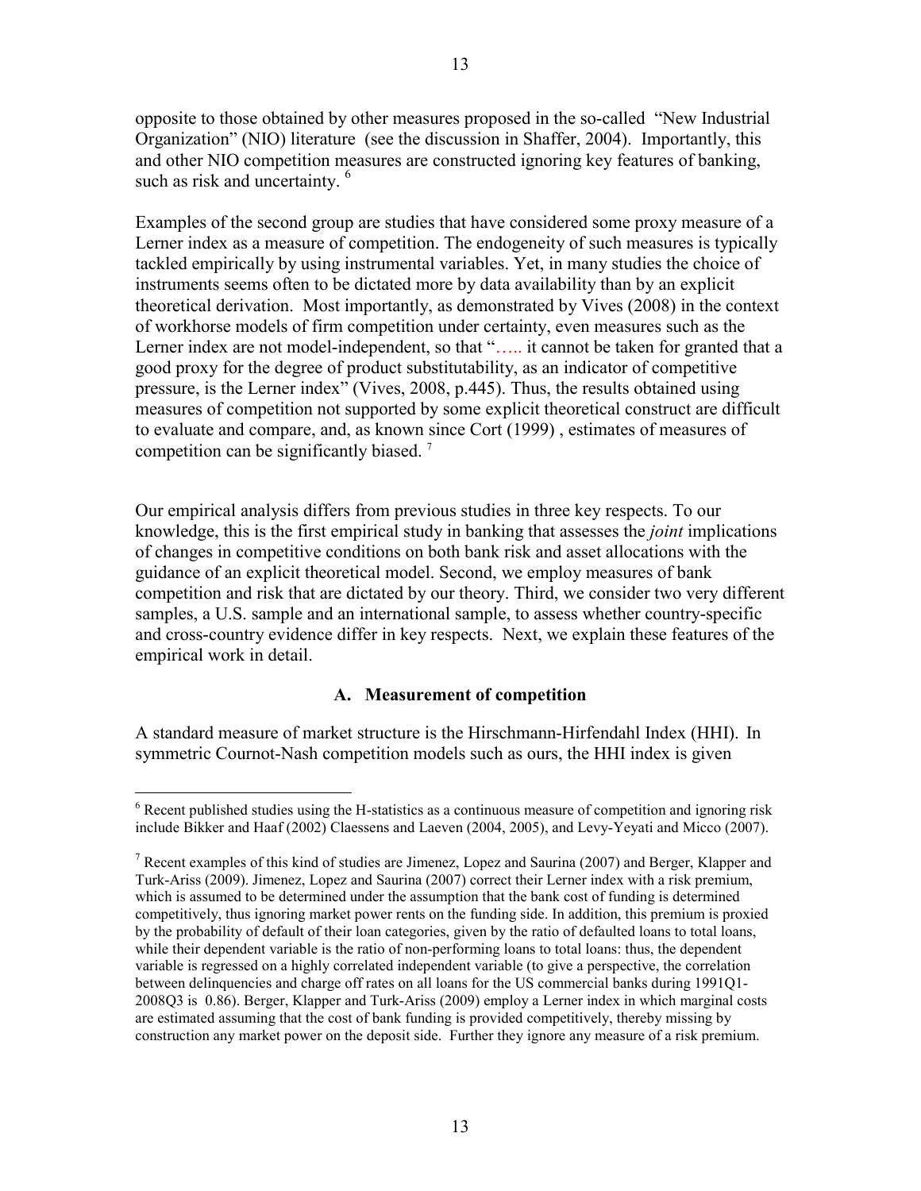opposite to those obtained by other measures proposed in the so-called "New Industrial Organization" (NIO) literature (see the discussion in Shaffer, 2004). Importantly, this and other NIO competition measures are constructed ignoring key features of banking, such as risk and uncertainty. [6]

Examples of the second group are studies that have considered some proxy measure of a Lerner index as a measure of competition. The endogeneity of such measures is typically tackled empirically by using instrumental variables. Yet, in many studies the choice of instruments seems often to be dictated more by data availability than by an explicit theoretical derivation. Most importantly, as demonstrated by Vives (2008) in the context of workhorse models of firm competition under certainty, even measures such as the Lerner index are not model-independent, so that "….. it cannot be taken for granted that a good proxy for the degree of product substitutability, as an indicator of competitive pressure, is the Lerner index" (Vives, 2008, p.445). Thus, the results obtained using measures of competition not supported by some explicit theoretical construct are difficult to evaluate and compare, and, as known since Cort (1999) , estimates of measures of competition can be significantly biased. [7]

Our empirical analysis differs from previous studies in three key respects. To our knowledge, this is the first empirical study in banking that assesses the *joint* implications of changes in competitive conditions on both bank risk and asset allocations with the guidance of an explicit theoretical model. Second, we employ measures of bank competition and risk that are dictated by our theory. Third, we consider two very different samples, a U.S. sample and an international sample, to assess whether country-specific and cross-country evidence differ in key respects. Next, we explain these features of the empirical work in detail.

### A. Measurement of competition

A standard measure of market structure is the Hirschmann-Hirfendahl Index (HHI). In symmetric Cournot-Nash competition models such as ours, the HHI index is given

---

[6] Recent published studies using the H-statistics as a continuous measure of competition and ignoring risk include Bikker and Haaf (2002) Claessens and Laeven (2004, 2005), and Levy-Yeyati and Micco (2007).

[7] Recent examples of this kind of studies are Jimenez, Lopez and Saurina (2007) and Berger, Klapper and Turk-Ariss (2009). Jimenez, Lopez and Saurina (2007) correct their Lerner index with a risk premium, which is assumed to be determined under the assumption that the bank cost of funding is determined competitively, thus ignoring market power rents on the funding side. In addition, this premium is proxied by the probability of default of their loan categories, given by the ratio of defaulted loans to total loans, while their dependent variable is the ratio of non-performing loans to total loans: thus, the dependent variable is regressed on a highly correlated independent variable (to give a perspective, the correlation between delinquencies and charge off rates on all loans for the US commercial banks during 1991Q1-2008Q3 is 0.86). Berger, Klapper and Turk-Ariss (2009) employ a Lerner index in which marginal costs are estimated assuming that the cost of bank funding is provided competitively, thereby missing by construction any market power on the deposit side. Further they ignore any measure of a risk premium.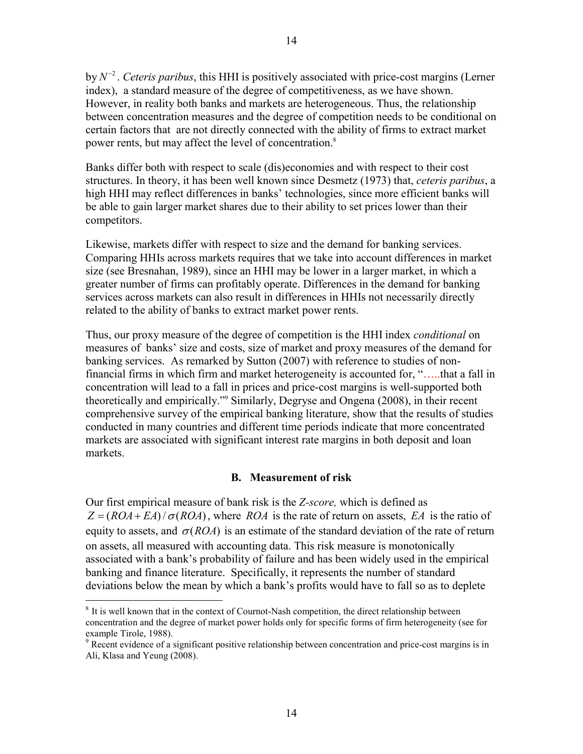by $N^{-2}$. *Ceteris paribus*, this HHI is positively associated with price-cost margins (Lerner index), a standard measure of the degree of competitiveness, as we have shown. However, in reality both banks and markets are heterogeneous. Thus, the relationship between concentration measures and the degree of competition needs to be conditional on certain factors that are not directly connected with the ability of firms to extract market power rents, but may affect the level of concentration.[8]

Banks differ both with respect to scale (dis)economies and with respect to their cost structures. In theory, it has been well known since Desmetz (1973) that, *ceteris paribus*, a high HHI may reflect differences in banks' technologies, since more efficient banks will be able to gain larger market shares due to their ability to set prices lower than their competitors.

Likewise, markets differ with respect to size and the demand for banking services. Comparing HHIs across markets requires that we take into account differences in market size (see Bresnahan, 1989), since an HHI may be lower in a larger market, in which a greater number of firms can profitably operate. Differences in the demand for banking services across markets can also result in differences in HHIs not necessarily directly related to the ability of banks to extract market power rents.

Thus, our proxy measure of the degree of competition is the HHI index *conditional* on measures of banks' size and costs, size of market and proxy measures of the demand for banking services. As remarked by Sutton (2007) with reference to studies of non-financial firms in which firm and market heterogeneity is accounted for, "…..that a fall in concentration will lead to a fall in prices and price-cost margins is well-supported both theoretically and empirically."[9] Similarly, Degryse and Ongena (2008), in their recent comprehensive survey of the empirical banking literature, show that the results of studies conducted in many countries and different time periods indicate that more concentrated markets are associated with significant interest rate margins in both deposit and loan markets.

### B. Measurement of risk

Our first empirical measure of bank risk is the *Z-score,* which is defined as $Z = (ROA + EA)/\sigma(ROA)$, where $ROA$ is the rate of return on assets, $EA$ is the ratio of equity to assets, and $\sigma(ROA)$ is an estimate of the standard deviation of the rate of return on assets, all measured with accounting data. This risk measure is monotonically associated with a bank's probability of failure and has been widely used in the empirical banking and finance literature. Specifically, it represents the number of standard deviations below the mean by which a bank's profits would have to fall so as to deplete

[8] It is well known that in the context of Cournot-Nash competition, the direct relationship between concentration and the degree of market power holds only for specific forms of firm heterogeneity (see for example Tirole, 1988).

[9] Recent evidence of a significant positive relationship between concentration and price-cost margins is in Ali, Klasa and Yeung (2008).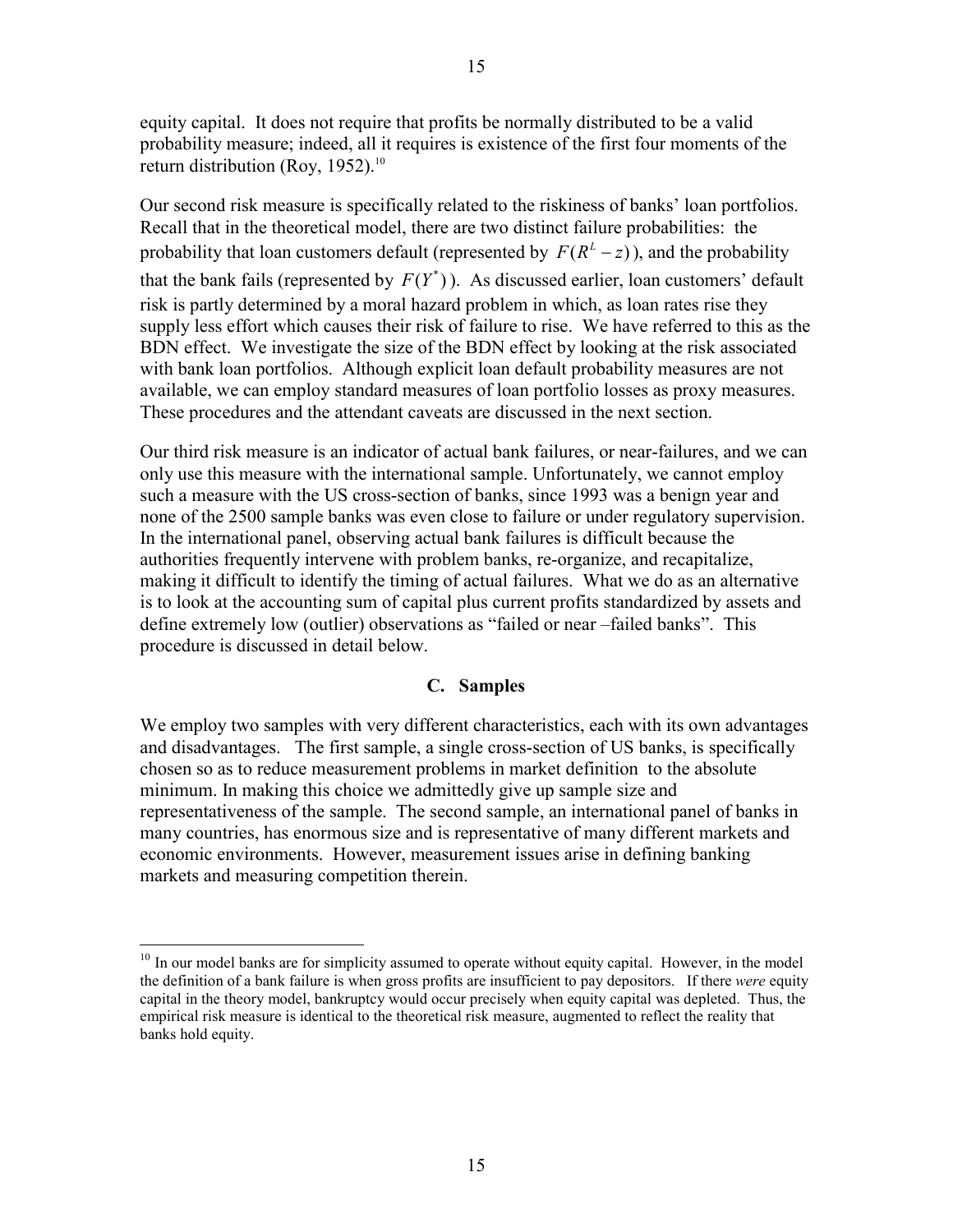equity capital. It does not require that profits be normally distributed to be a valid probability measure; indeed, all it requires is existence of the first four moments of the return distribution (Roy, 1952).[10]

Our second risk measure is specifically related to the riskiness of banks' loan portfolios. Recall that in the theoretical model, there are two distinct failure probabilities: the probability that loan customers default (represented by $F(R^L - z)$), and the probability that the bank fails (represented by $F(Y^*)$). As discussed earlier, loan customers' default risk is partly determined by a moral hazard problem in which, as loan rates rise they supply less effort which causes their risk of failure to rise. We have referred to this as the BDN effect. We investigate the size of the BDN effect by looking at the risk associated with bank loan portfolios. Although explicit loan default probability measures are not available, we can employ standard measures of loan portfolio losses as proxy measures. These procedures and the attendant caveats are discussed in the next section.

Our third risk measure is an indicator of actual bank failures, or near-failures, and we can only use this measure with the international sample. Unfortunately, we cannot employ such a measure with the US cross-section of banks, since 1993 was a benign year and none of the 2500 sample banks was even close to failure or under regulatory supervision. In the international panel, observing actual bank failures is difficult because the authorities frequently intervene with problem banks, re-organize, and recapitalize, making it difficult to identify the timing of actual failures. What we do as an alternative is to look at the accounting sum of capital plus current profits standardized by assets and define extremely low (outlier) observations as "failed or near –failed banks". This procedure is discussed in detail below.

### C. Samples

We employ two samples with very different characteristics, each with its own advantages and disadvantages. The first sample, a single cross-section of US banks, is specifically chosen so as to reduce measurement problems in market definition to the absolute minimum. In making this choice we admittedly give up sample size and representativeness of the sample. The second sample, an international panel of banks in many countries, has enormous size and is representative of many different markets and economic environments. However, measurement issues arise in defining banking markets and measuring competition therein.

[10] In our model banks are for simplicity assumed to operate without equity capital. However, in the model the definition of a bank failure is when gross profits are insufficient to pay depositors. If there *were* equity capital in the theory model, bankruptcy would occur precisely when equity capital was depleted. Thus, the empirical risk measure is identical to the theoretical risk measure, augmented to reflect the reality that banks hold equity.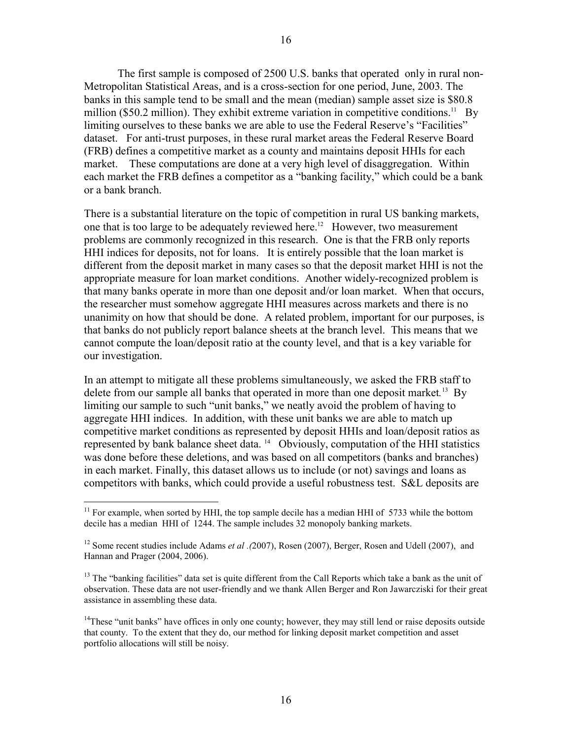The first sample is composed of 2500 U.S. banks that operated only in rural non-Metropolitan Statistical Areas, and is a cross-section for one period, June, 2003. The banks in this sample tend to be small and the mean (median) sample asset size is \$80.8 million (\$50.2 million). They exhibit extreme variation in competitive conditions.[11] By limiting ourselves to these banks we are able to use the Federal Reserve's "Facilities" dataset. For anti-trust purposes, in these rural market areas the Federal Reserve Board (FRB) defines a competitive market as a county and maintains deposit HHIs for each market. These computations are done at a very high level of disaggregation. Within each market the FRB defines a competitor as a "banking facility," which could be a bank or a bank branch.

There is a substantial literature on the topic of competition in rural US banking markets, one that is too large to be adequately reviewed here.[12] However, two measurement problems are commonly recognized in this research. One is that the FRB only reports HHI indices for deposits, not for loans. It is entirely possible that the loan market is different from the deposit market in many cases so that the deposit market HHI is not the appropriate measure for loan market conditions. Another widely-recognized problem is that many banks operate in more than one deposit and/or loan market. When that occurs, the researcher must somehow aggregate HHI measures across markets and there is no unanimity on how that should be done. A related problem, important for our purposes, is that banks do not publicly report balance sheets at the branch level. This means that we cannot compute the loan/deposit ratio at the county level, and that is a key variable for our investigation.

In an attempt to mitigate all these problems simultaneously, we asked the FRB staff to delete from our sample all banks that operated in more than one deposit market.[13] By limiting our sample to such "unit banks," we neatly avoid the problem of having to aggregate HHI indices. In addition, with these unit banks we are able to match up competitive market conditions as represented by deposit HHIs and loan/deposit ratios as represented by bank balance sheet data.[14] Obviously, computation of the HHI statistics was done before these deletions, and was based on all competitors (banks and branches) in each market. Finally, this dataset allows us to include (or not) savings and loans as competitors with banks, which could provide a useful robustness test. S&L deposits are

---

[11] For example, when sorted by HHI, the top sample decile has a median HHI of 5733 while the bottom decile has a median HHI of 1244. The sample includes 32 monopoly banking markets.

[12] Some recent studies include Adams *et al .(*2007), Rosen (2007), Berger, Rosen and Udell (2007), and Hannan and Prager (2004, 2006).

[13] The "banking facilities" data set is quite different from the Call Reports which take a bank as the unit of observation. These data are not user-friendly and we thank Allen Berger and Ron Jawarcziski for their great assistance in assembling these data.

[14] These "unit banks" have offices in only one county; however, they may still lend or raise deposits outside that county. To the extent that they do, our method for linking deposit market competition and asset portfolio allocations will still be noisy.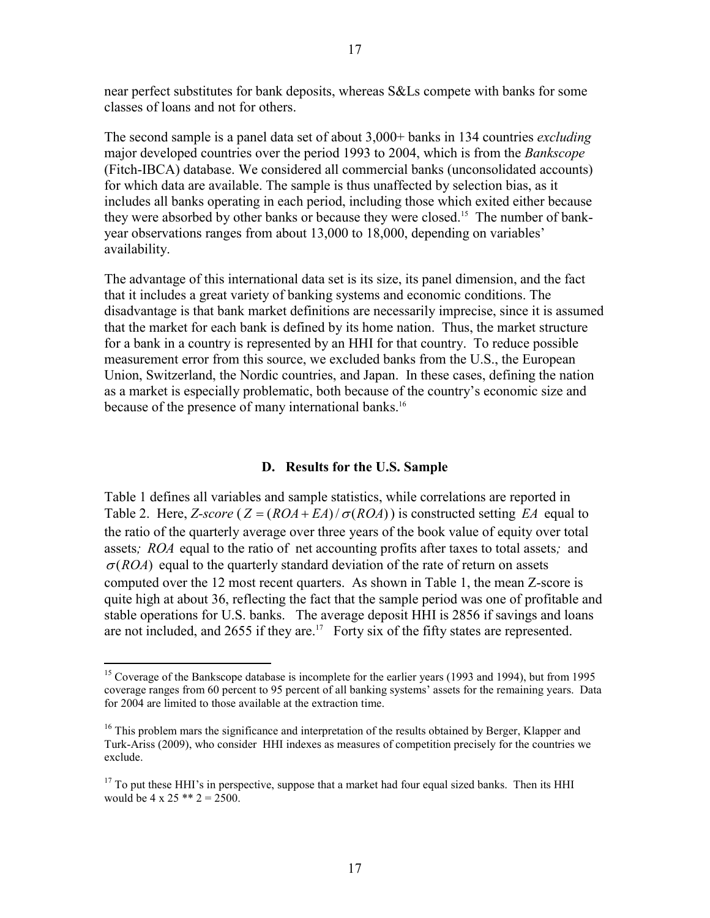near perfect substitutes for bank deposits, whereas S&Ls compete with banks for some classes of loans and not for others.

The second sample is a panel data set of about 3,000+ banks in 134 countries *excluding* major developed countries over the period 1993 to 2004, which is from the *Bankscope* (Fitch-IBCA) database. We considered all commercial banks (unconsolidated accounts) for which data are available. The sample is thus unaffected by selection bias, as it includes all banks operating in each period, including those which exited either because they were absorbed by other banks or because they were closed.[15] The number of bank-year observations ranges from about 13,000 to 18,000, depending on variables' availability.

The advantage of this international data set is its size, its panel dimension, and the fact that it includes a great variety of banking systems and economic conditions. The disadvantage is that bank market definitions are necessarily imprecise, since it is assumed that the market for each bank is defined by its home nation. Thus, the market structure for a bank in a country is represented by an HHI for that country. To reduce possible measurement error from this source, we excluded banks from the U.S., the European Union, Switzerland, the Nordic countries, and Japan. In these cases, defining the nation as a market is especially problematic, both because of the country's economic size and because of the presence of many international banks.[16]

### D. Results for the U.S. Sample

Table 1 defines all variables and sample statistics, while correlations are reported in Table 2. Here, *Z-score* ($Z = (ROA + EA)/\sigma(ROA)$) is constructed setting $EA$ equal to the ratio of the quarterly average over three years of the book value of equity over total assets*;* $ROA$ equal to the ratio of net accounting profits after taxes to total assets*;* and $\sigma(ROA)$ equal to the quarterly standard deviation of the rate of return on assets computed over the 12 most recent quarters. As shown in Table 1, the mean Z-score is quite high at about 36, reflecting the fact that the sample period was one of profitable and stable operations for U.S. banks. The average deposit HHI is 2856 if savings and loans are not included, and 2655 if they are.[17] Forty six of the fifty states are represented.

---

[15] Coverage of the Bankscope database is incomplete for the earlier years (1993 and 1994), but from 1995 coverage ranges from 60 percent to 95 percent of all banking systems' assets for the remaining years. Data for 2004 are limited to those available at the extraction time.

[16] This problem mars the significance and interpretation of the results obtained by Berger, Klapper and Turk-Ariss (2009), who consider HHI indexes as measures of competition precisely for the countries we exclude.

[17] To put these HHI's in perspective, suppose that a market had four equal sized banks. Then its HHI would be 4 x 25 ** 2 = 2500.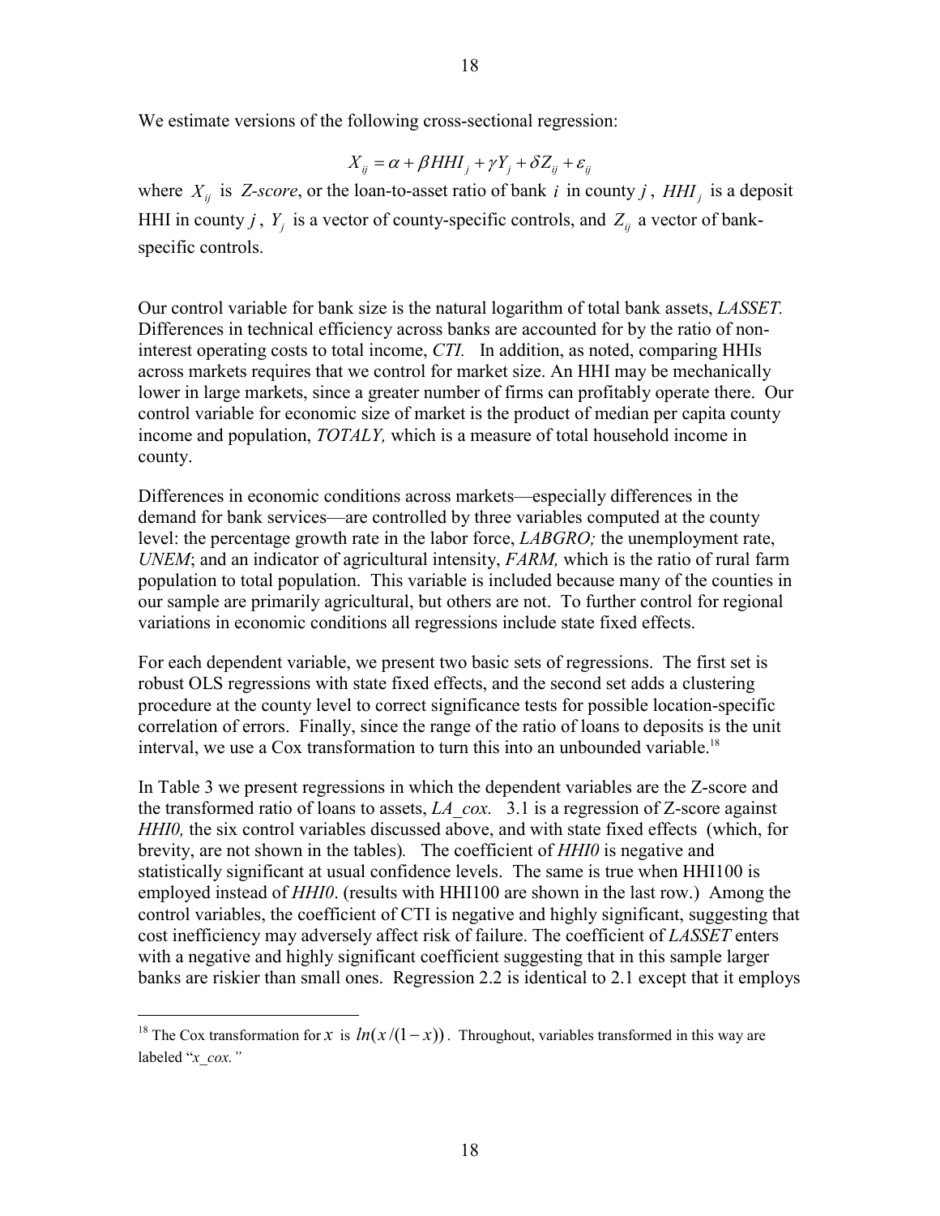We estimate versions of the following cross-sectional regression:

$$X_{ij} = \alpha + \beta HHI_j + \gamma Y_j + \delta Z_{ij} + \varepsilon_{ij}$$

where $X_{ij}$ is *Z-score*, or the loan-to-asset ratio of bank $i$ in county $j$, $HHI_j$ is a deposit HHI in county $j$, $Y_j$ is a vector of county-specific controls, and $Z_{ij}$ a vector of bank-specific controls.

Our control variable for bank size is the natural logarithm of total bank assets, *LASSET.* Differences in technical efficiency across banks are accounted for by the ratio of non-interest operating costs to total income, *CTI.* In addition, as noted, comparing HHIs across markets requires that we control for market size. An HHI may be mechanically lower in large markets, since a greater number of firms can profitably operate there. Our control variable for economic size of market is the product of median per capita county income and population, *TOTALY,* which is a measure of total household income in county.

Differences in economic conditions across markets—especially differences in the demand for bank services—are controlled by three variables computed at the county level: the percentage growth rate in the labor force, *LABGRO;* the unemployment rate, *UNEM*; and an indicator of agricultural intensity, *FARM,* which is the ratio of rural farm population to total population. This variable is included because many of the counties in our sample are primarily agricultural, but others are not. To further control for regional variations in economic conditions all regressions include state fixed effects.

For each dependent variable, we present two basic sets of regressions. The first set is robust OLS regressions with state fixed effects, and the second set adds a clustering procedure at the county level to correct significance tests for possible location-specific correlation of errors. Finally, since the range of the ratio of loans to deposits is the unit interval, we use a Cox transformation to turn this into an unbounded variable.[18]

In Table 3 we present regressions in which the dependent variables are the Z-score and the transformed ratio of loans to assets, *LA_cox.* 3.1 is a regression of Z-score against *HHI0,* the six control variables discussed above, and with state fixed effects (which, for brevity, are not shown in the tables)*.* The coefficient of *HHI0* is negative and statistically significant at usual confidence levels. The same is true when HHI100 is employed instead of *HHI0*. (results with HHI100 are shown in the last row.) Among the control variables, the coefficient of CTI is negative and highly significant, suggesting that cost inefficiency may adversely affect risk of failure. The coefficient of *LASSET* enters with a negative and highly significant coefficient suggesting that in this sample larger banks are riskier than small ones. Regression 2.2 is identical to 2.1 except that it employs

[18] The Cox transformation for $x$ is $ln(x/(1-x))$. Throughout, variables transformed in this way are labeled "*x_cox.*"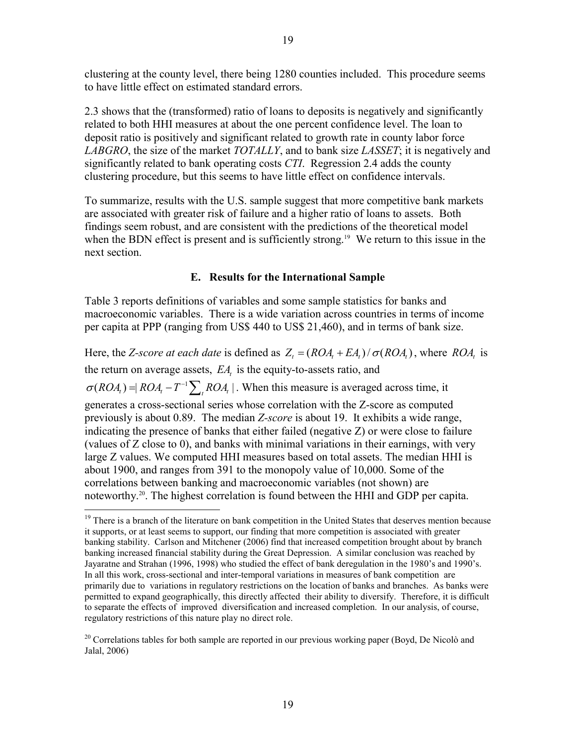clustering at the county level, there being 1280 counties included. This procedure seems to have little effect on estimated standard errors.

2.3 shows that the (transformed) ratio of loans to deposits is negatively and significantly related to both HHI measures at about the one percent confidence level. The loan to deposit ratio is positively and significant related to growth rate in county labor force *LABGRO*, the size of the market *TOTALLY*, and to bank size *LASSET*; it is negatively and significantly related to bank operating costs *CTI*. Regression 2.4 adds the county clustering procedure, but this seems to have little effect on confidence intervals.

To summarize, results with the U.S. sample suggest that more competitive bank markets are associated with greater risk of failure and a higher ratio of loans to assets. Both findings seem robust, and are consistent with the predictions of the theoretical model when the BDN effect is present and is sufficiently strong.[19] We return to this issue in the next section.

### E. Results for the International Sample

Table 3 reports definitions of variables and some sample statistics for banks and macroeconomic variables. There is a wide variation across countries in terms of income per capita at PPP (ranging from US$ 440 to US$ 21,460), and in terms of bank size.

Here, the *Z-score at each date* is defined as $Z_t = (ROA_t + EA_t)/\sigma(ROA_t)$, where $ROA_t$ is the return on average assets, $EA_t$ is the equity-to-assets ratio, and $\sigma(ROA_t) = | ROA_t - T^{-1}\sum_t ROA_t |$. When this measure is averaged across time, it generates a cross-sectional series whose correlation with the Z-score as computed previously is about 0.89. The median *Z-score* is about 19. It exhibits a wide range, indicating the presence of banks that either failed (negative Z) or were close to failure (values of Z close to 0), and banks with minimal variations in their earnings, with very large Z values. We computed HHI measures based on total assets. The median HHI is about 1900, and ranges from 391 to the monopoly value of 10,000. Some of the correlations between banking and macroeconomic variables (not shown) are noteworthy.[20]. The highest correlation is found between the HHI and GDP per capita.

---

[19] There is a branch of the literature on bank competition in the United States that deserves mention because it supports, or at least seems to support, our finding that more competition is associated with greater banking stability. Carlson and Mitchener (2006) find that increased competition brought about by branch banking increased financial stability during the Great Depression. A similar conclusion was reached by Jayaratne and Strahan (1996, 1998) who studied the effect of bank deregulation in the 1980's and 1990's. In all this work, cross-sectional and inter-temporal variations in measures of bank competition are primarily due to variations in regulatory restrictions on the location of banks and branches. As banks were permitted to expand geographically, this directly affected their ability to diversify. Therefore, it is difficult to separate the effects of improved diversification and increased completion. In our analysis, of course, regulatory restrictions of this nature play no direct role.

[20] Correlations tables for both sample are reported in our previous working paper (Boyd, De Nicolò and Jalal, 2006)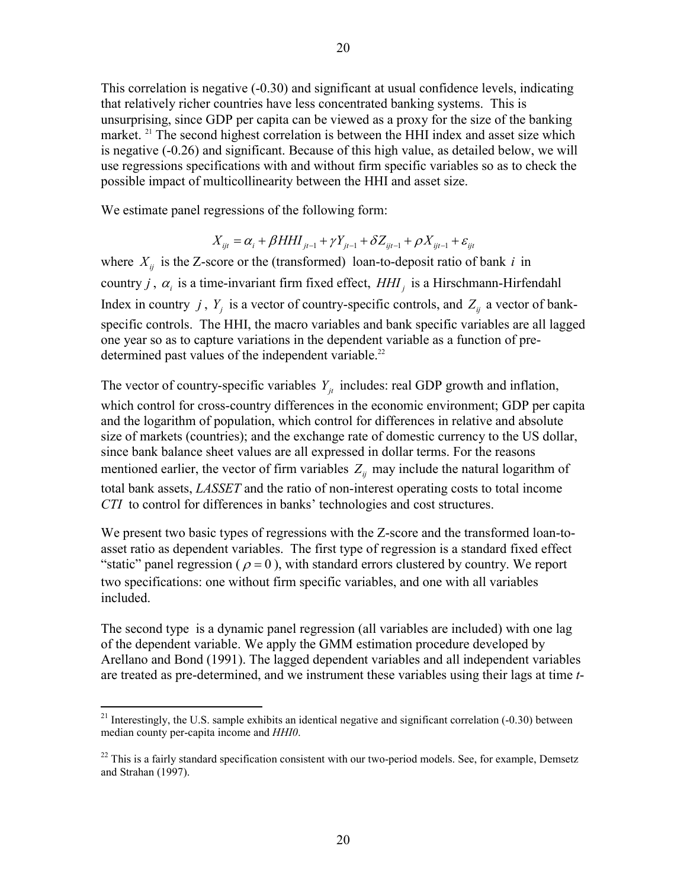This correlation is negative (-0.30) and significant at usual confidence levels, indicating that relatively richer countries have less concentrated banking systems. This is unsurprising, since GDP per capita can be viewed as a proxy for the size of the banking market. [21] The second highest correlation is between the HHI index and asset size which is negative (-0.26) and significant. Because of this high value, as detailed below, we will use regressions specifications with and without firm specific variables so as to check the possible impact of multicollinearity between the HHI and asset size.

We estimate panel regressions of the following form:

$$X_{ijt} = \alpha_i + \beta HHI_{jt-1} + \gamma Y_{jt-1} + \delta Z_{ijt-1} + \rho X_{ijt-1} + \varepsilon_{ijt}$$

where $X_{ij}$ is the Z-score or the (transformed) loan-to-deposit ratio of bank $i$ in country $j$, $\alpha_i$ is a time-invariant firm fixed effect, $HHI_j$ is a Hirschmann-Hirfendahl Index in country $j$, $Y_j$ is a vector of country-specific controls, and $Z_{ij}$ a vector of bank-specific controls. The HHI, the macro variables and bank specific variables are all lagged one year so as to capture variations in the dependent variable as a function of pre-determined past values of the independent variable.[22]

The vector of country-specific variables $Y_{jt}$ includes: real GDP growth and inflation, which control for cross-country differences in the economic environment; GDP per capita and the logarithm of population, which control for differences in relative and absolute size of markets (countries); and the exchange rate of domestic currency to the US dollar, since bank balance sheet values are all expressed in dollar terms. For the reasons mentioned earlier, the vector of firm variables $Z_{ij}$ may include the natural logarithm of total bank assets, *LASSET* and the ratio of non-interest operating costs to total income *CTI* to control for differences in banks' technologies and cost structures.

We present two basic types of regressions with the Z-score and the transformed loan-to-asset ratio as dependent variables. The first type of regression is a standard fixed effect "static" panel regression ($\rho = 0$), with standard errors clustered by country. We report two specifications: one without firm specific variables, and one with all variables included.

The second type is a dynamic panel regression (all variables are included) with one lag of the dependent variable. We apply the GMM estimation procedure developed by Arellano and Bond (1991). The lagged dependent variables and all independent variables are treated as pre-determined, and we instrument these variables using their lags at time *t*-

[21] Interestingly, the U.S. sample exhibits an identical negative and significant correlation (-0.30) between median county per-capita income and *HHI0*.

[22] This is a fairly standard specification consistent with our two-period models. See, for example, Demsetz and Strahan (1997).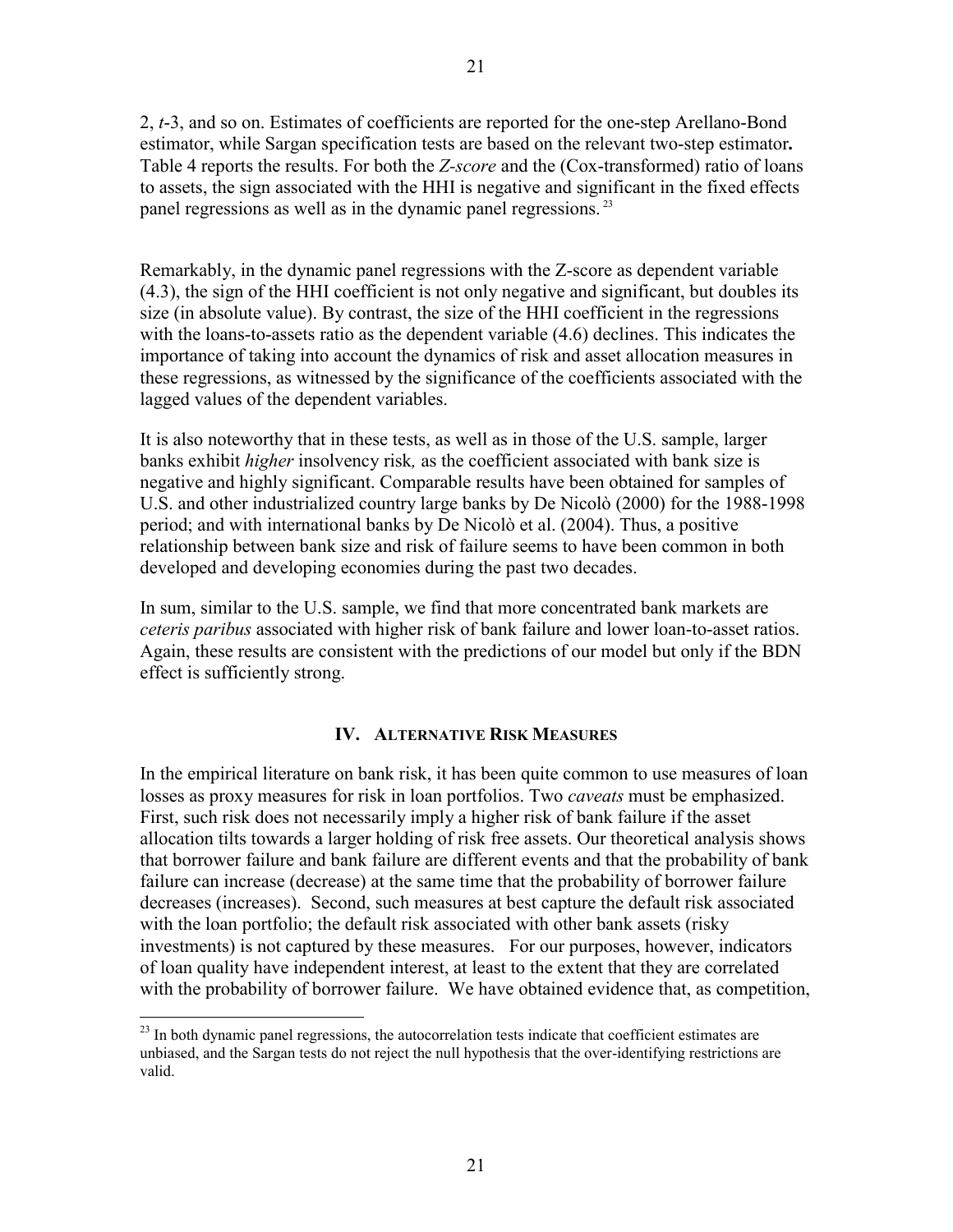2, *t*-3, and so on. Estimates of coefficients are reported for the one-step Arellano-Bond estimator, while Sargan specification tests are based on the relevant two-step estimator**.** Table 4 reports the results. For both the *Z-score* and the (Cox-transformed) ratio of loans to assets, the sign associated with the HHI is negative and significant in the fixed effects panel regressions as well as in the dynamic panel regressions.[23]

Remarkably, in the dynamic panel regressions with the Z-score as dependent variable (4.3), the sign of the HHI coefficient is not only negative and significant, but doubles its size (in absolute value). By contrast, the size of the HHI coefficient in the regressions with the loans-to-assets ratio as the dependent variable (4.6) declines. This indicates the importance of taking into account the dynamics of risk and asset allocation measures in these regressions, as witnessed by the significance of the coefficients associated with the lagged values of the dependent variables.

It is also noteworthy that in these tests, as well as in those of the U.S. sample, larger banks exhibit *higher* insolvency risk*,* as the coefficient associated with bank size is negative and highly significant. Comparable results have been obtained for samples of U.S. and other industrialized country large banks by De Nicolò (2000) for the 1988-1998 period; and with international banks by De Nicolò et al. (2004). Thus, a positive relationship between bank size and risk of failure seems to have been common in both developed and developing economies during the past two decades.

In sum, similar to the U.S. sample, we find that more concentrated bank markets are *ceteris paribus* associated with higher risk of bank failure and lower loan-to-asset ratios. Again, these results are consistent with the predictions of our model but only if the BDN effect is sufficiently strong.

## IV. ALTERNATIVE RISK MEASURES

In the empirical literature on bank risk, it has been quite common to use measures of loan losses as proxy measures for risk in loan portfolios. Two *caveats* must be emphasized. First, such risk does not necessarily imply a higher risk of bank failure if the asset allocation tilts towards a larger holding of risk free assets. Our theoretical analysis shows that borrower failure and bank failure are different events and that the probability of bank failure can increase (decrease) at the same time that the probability of borrower failure decreases (increases). Second, such measures at best capture the default risk associated with the loan portfolio; the default risk associated with other bank assets (risky investments) is not captured by these measures. For our purposes, however, indicators of loan quality have independent interest, at least to the extent that they are correlated with the probability of borrower failure. We have obtained evidence that, as competition,

---

[23] In both dynamic panel regressions, the autocorrelation tests indicate that coefficient estimates are unbiased, and the Sargan tests do not reject the null hypothesis that the over-identifying restrictions are valid.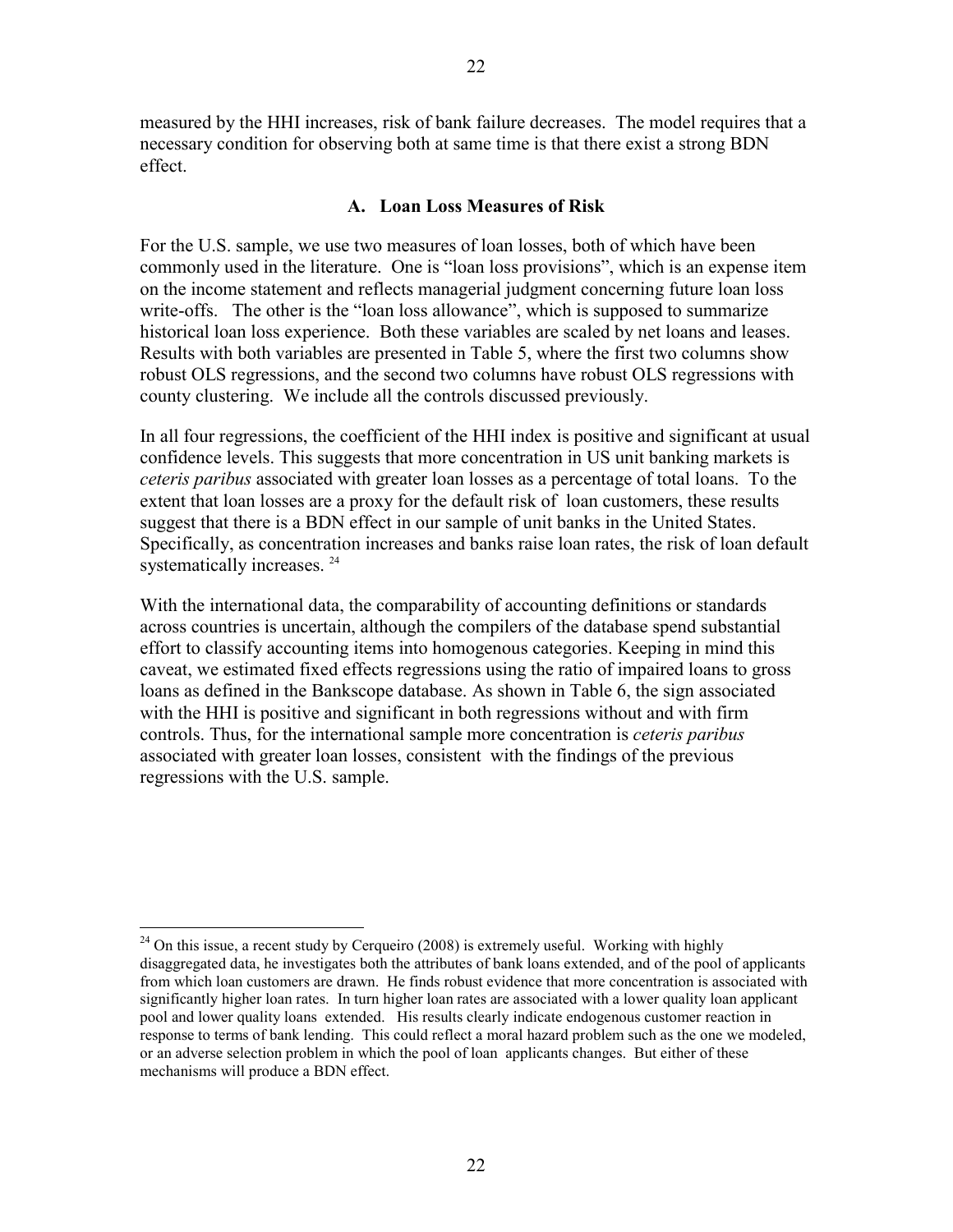measured by the HHI increases, risk of bank failure decreases. The model requires that a necessary condition for observing both at same time is that there exist a strong BDN effect.

### A. Loan Loss Measures of Risk

For the U.S. sample, we use two measures of loan losses, both of which have been commonly used in the literature. One is "loan loss provisions", which is an expense item on the income statement and reflects managerial judgment concerning future loan loss write-offs. The other is the "loan loss allowance", which is supposed to summarize historical loan loss experience. Both these variables are scaled by net loans and leases. Results with both variables are presented in Table 5, where the first two columns show robust OLS regressions, and the second two columns have robust OLS regressions with county clustering. We include all the controls discussed previously.

In all four regressions, the coefficient of the HHI index is positive and significant at usual confidence levels. This suggests that more concentration in US unit banking markets is *ceteris paribus* associated with greater loan losses as a percentage of total loans. To the extent that loan losses are a proxy for the default risk of loan customers, these results suggest that there is a BDN effect in our sample of unit banks in the United States. Specifically, as concentration increases and banks raise loan rates, the risk of loan default systematically increases. [24]

With the international data, the comparability of accounting definitions or standards across countries is uncertain, although the compilers of the database spend substantial effort to classify accounting items into homogenous categories. Keeping in mind this caveat, we estimated fixed effects regressions using the ratio of impaired loans to gross loans as defined in the Bankscope database. As shown in Table 6, the sign associated with the HHI is positive and significant in both regressions without and with firm controls. Thus, for the international sample more concentration is *ceteris paribus* associated with greater loan losses, consistent with the findings of the previous regressions with the U.S. sample.

---

[24] On this issue, a recent study by Cerqueiro (2008) is extremely useful. Working with highly disaggregated data, he investigates both the attributes of bank loans extended, and of the pool of applicants from which loan customers are drawn. He finds robust evidence that more concentration is associated with significantly higher loan rates. In turn higher loan rates are associated with a lower quality loan applicant pool and lower quality loans extended. His results clearly indicate endogenous customer reaction in response to terms of bank lending. This could reflect a moral hazard problem such as the one we modeled, or an adverse selection problem in which the pool of loan applicants changes. But either of these mechanisms will produce a BDN effect.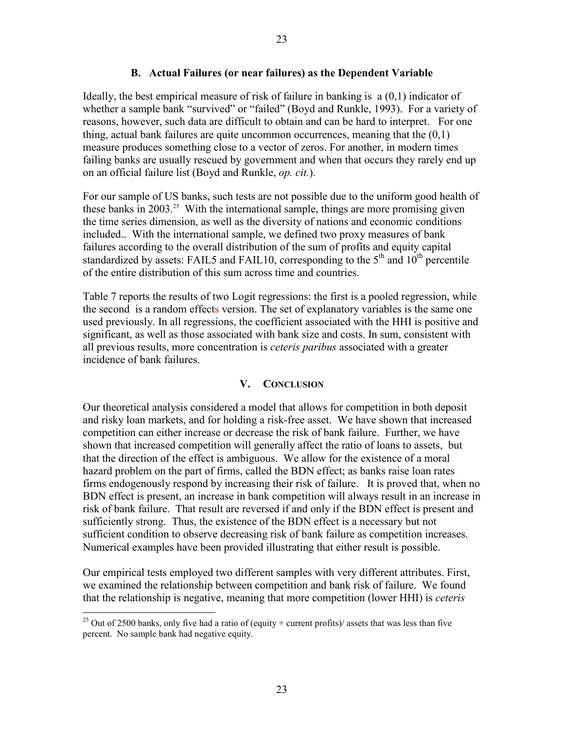### B. Actual Failures (or near failures) as the Dependent Variable

Ideally, the best empirical measure of risk of failure in banking is a (0,1) indicator of whether a sample bank "survived" or "failed" (Boyd and Runkle, 1993). For a variety of reasons, however, such data are difficult to obtain and can be hard to interpret. For one thing, actual bank failures are quite uncommon occurrences, meaning that the (0,1) measure produces something close to a vector of zeros. For another, in modern times failing banks are usually rescued by government and when that occurs they rarely end up on an official failure list (Boyd and Runkle, *op. cit.*).

For our sample of US banks, such tests are not possible due to the uniform good health of these banks in 2003.[25] With the international sample, things are more promising given the time series dimension, as well as the diversity of nations and economic conditions included.. With the international sample, we defined two proxy measures of bank failures according to the overall distribution of the sum of profits and equity capital standardized by assets: FAIL5 and FAIL10, corresponding to the $5^{th}$ and $10^{th}$ percentile of the entire distribution of this sum across time and countries.

Table 7 reports the results of two Logit regressions: the first is a pooled regression, while the second is a random effects version. The set of explanatory variables is the same one used previously. In all regressions, the coefficient associated with the HHI is positive and significant, as well as those associated with bank size and costs. In sum, consistent with all previous results, more concentration is *ceteris paribus* associated with a greater incidence of bank failures.

## V. Conclusion

Our theoretical analysis considered a model that allows for competition in both deposit and risky loan markets, and for holding a risk-free asset. We have shown that increased competition can either increase or decrease the risk of bank failure. Further, we have shown that increased competition will generally affect the ratio of loans to assets, but that the direction of the effect is ambiguous. We allow for the existence of a moral hazard problem on the part of firms, called the BDN effect; as banks raise loan rates firms endogenously respond by increasing their risk of failure. It is proved that, when no BDN effect is present, an increase in bank competition will always result in an increase in risk of bank failure. That result are reversed if and only if the BDN effect is present and sufficiently strong. Thus, the existence of the BDN effect is a necessary but not sufficient condition to observe decreasing risk of bank failure as competition increases. Numerical examples have been provided illustrating that either result is possible.

Our empirical tests employed two different samples with very different attributes. First, we examined the relationship between competition and bank risk of failure. We found that the relationship is negative, meaning that more competition (lower HHI) is *ceteris*

[25] Out of 2500 banks, only five had a ratio of (equity + current profits)/ assets that was less than five percent. No sample bank had negative equity.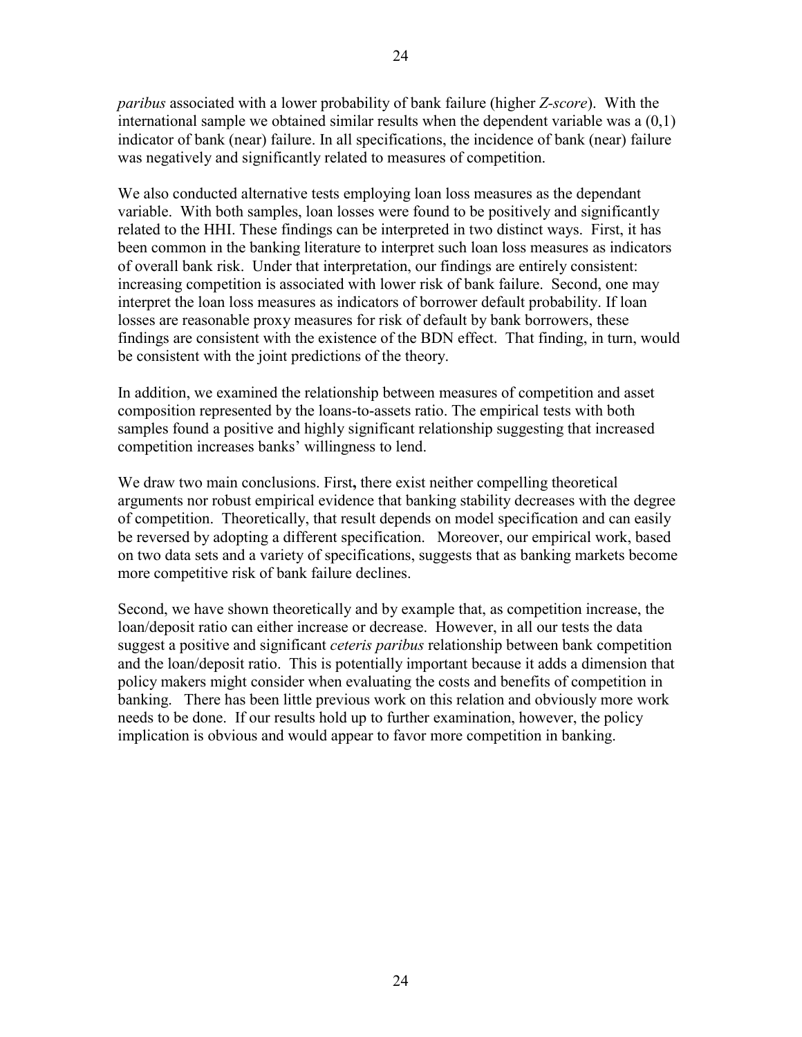*paribus* associated with a lower probability of bank failure (higher *Z-score*). With the international sample we obtained similar results when the dependent variable was a (0,1) indicator of bank (near) failure. In all specifications, the incidence of bank (near) failure was negatively and significantly related to measures of competition.

We also conducted alternative tests employing loan loss measures as the dependant variable. With both samples, loan losses were found to be positively and significantly related to the HHI. These findings can be interpreted in two distinct ways. First, it has been common in the banking literature to interpret such loan loss measures as indicators of overall bank risk. Under that interpretation, our findings are entirely consistent: increasing competition is associated with lower risk of bank failure. Second, one may interpret the loan loss measures as indicators of borrower default probability. If loan losses are reasonable proxy measures for risk of default by bank borrowers, these findings are consistent with the existence of the BDN effect. That finding, in turn, would be consistent with the joint predictions of the theory.

In addition, we examined the relationship between measures of competition and asset composition represented by the loans-to-assets ratio. The empirical tests with both samples found a positive and highly significant relationship suggesting that increased competition increases banks' willingness to lend.

We draw two main conclusions. First**,** there exist neither compelling theoretical arguments nor robust empirical evidence that banking stability decreases with the degree of competition. Theoretically, that result depends on model specification and can easily be reversed by adopting a different specification. Moreover, our empirical work, based on two data sets and a variety of specifications, suggests that as banking markets become more competitive risk of bank failure declines.

Second, we have shown theoretically and by example that, as competition increase, the loan/deposit ratio can either increase or decrease. However, in all our tests the data suggest a positive and significant *ceteris paribus* relationship between bank competition and the loan/deposit ratio. This is potentially important because it adds a dimension that policy makers might consider when evaluating the costs and benefits of competition in banking. There has been little previous work on this relation and obviously more work needs to be done. If our results hold up to further examination, however, the policy implication is obvious and would appear to favor more competition in banking.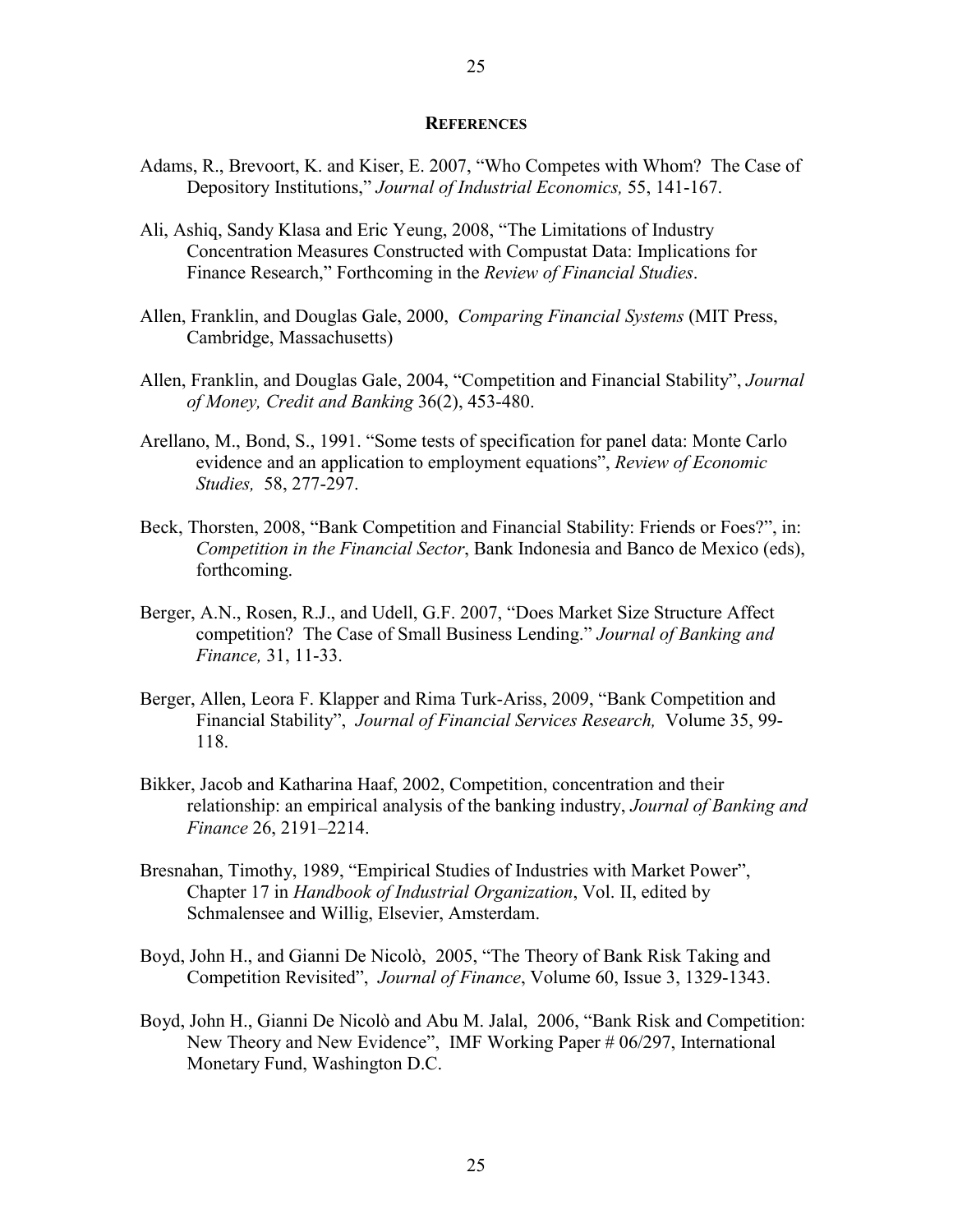## References

Adams, R., Brevoort, K. and Kiser, E. 2007, "Who Competes with Whom? The Case of Depository Institutions," *Journal of Industrial Economics,* 55, 141-167.

Ali, Ashiq, Sandy Klasa and Eric Yeung, 2008, "The Limitations of Industry Concentration Measures Constructed with Compustat Data: Implications for Finance Research," Forthcoming in the *Review of Financial Studies*.

Allen, Franklin, and Douglas Gale, 2000, *Comparing Financial Systems* (MIT Press, Cambridge, Massachusetts)

Allen, Franklin, and Douglas Gale, 2004, "Competition and Financial Stability", *Journal of Money, Credit and Banking* 36(2), 453-480.

Arellano, M., Bond, S., 1991. "Some tests of specification for panel data: Monte Carlo evidence and an application to employment equations", *Review of Economic Studies,* 58, 277-297.

Beck, Thorsten, 2008, "Bank Competition and Financial Stability: Friends or Foes?", in: *Competition in the Financial Sector*, Bank Indonesia and Banco de Mexico (eds), forthcoming.

Berger, A.N., Rosen, R.J., and Udell, G.F. 2007, "Does Market Size Structure Affect competition? The Case of Small Business Lending." *Journal of Banking and Finance,* 31, 11-33.

Berger, Allen, Leora F. Klapper and Rima Turk-Ariss, 2009, "Bank Competition and Financial Stability", *Journal of Financial Services Research,* Volume 35, 99-118.

Bikker, Jacob and Katharina Haaf, 2002, Competition, concentration and their relationship: an empirical analysis of the banking industry, *Journal of Banking and Finance* 26, 2191–2214.

Bresnahan, Timothy, 1989, "Empirical Studies of Industries with Market Power", Chapter 17 in *Handbook of Industrial Organization*, Vol. II, edited by Schmalensee and Willig, Elsevier, Amsterdam.

Boyd, John H., and Gianni De Nicolò, 2005, "The Theory of Bank Risk Taking and Competition Revisited", *Journal of Finance*, Volume 60, Issue 3, 1329-1343.

Boyd, John H., Gianni De Nicolò and Abu M. Jalal, 2006, "Bank Risk and Competition: New Theory and New Evidence", IMF Working Paper # 06/297, International Monetary Fund, Washington D.C.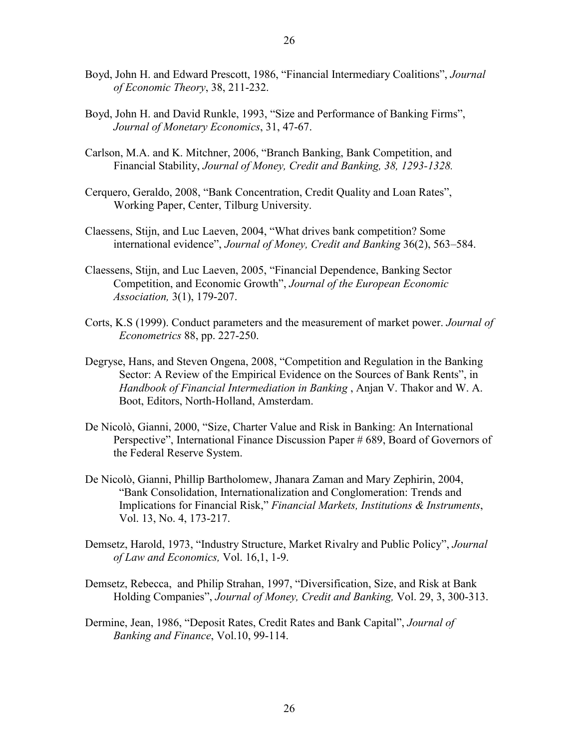Boyd, John H. and Edward Prescott, 1986, "Financial Intermediary Coalitions", *Journal of Economic Theory*, 38, 211-232.

Boyd, John H. and David Runkle, 1993, "Size and Performance of Banking Firms", *Journal of Monetary Economics*, 31, 47-67.

Carlson, M.A. and K. Mitchner, 2006, "Branch Banking, Bank Competition, and Financial Stability, *Journal of Money, Credit and Banking, 38, 1293-1328.*

Cerquero, Geraldo, 2008, "Bank Concentration, Credit Quality and Loan Rates", Working Paper, Center, Tilburg University.

Claessens, Stijn, and Luc Laeven, 2004, "What drives bank competition? Some international evidence", *Journal of Money, Credit and Banking* 36(2), 563–584.

Claessens, Stijn, and Luc Laeven, 2005, "Financial Dependence, Banking Sector Competition, and Economic Growth", *Journal of the European Economic Association,* 3(1), 179-207.

Corts, K.S (1999). Conduct parameters and the measurement of market power. *Journal of Econometrics* 88, pp. 227-250.

Degryse, Hans, and Steven Ongena, 2008, "Competition and Regulation in the Banking Sector: A Review of the Empirical Evidence on the Sources of Bank Rents", in *Handbook of Financial Intermediation in Banking* , Anjan V. Thakor and W. A. Boot, Editors, North-Holland, Amsterdam.

De Nicolò, Gianni, 2000, "Size, Charter Value and Risk in Banking: An International Perspective", International Finance Discussion Paper # 689, Board of Governors of the Federal Reserve System.

De Nicolò, Gianni, Phillip Bartholomew, Jhanara Zaman and Mary Zephirin, 2004, "Bank Consolidation, Internationalization and Conglomeration: Trends and Implications for Financial Risk," *Financial Markets, Institutions & Instruments*, Vol. 13, No. 4, 173-217.

Demsetz, Harold, 1973, "Industry Structure, Market Rivalry and Public Policy", *Journal of Law and Economics,* Vol. 16,1, 1-9.

Demsetz, Rebecca, and Philip Strahan, 1997, "Diversification, Size, and Risk at Bank Holding Companies", *Journal of Money, Credit and Banking,* Vol. 29, 3, 300-313.

Dermine, Jean, 1986, "Deposit Rates, Credit Rates and Bank Capital", *Journal of Banking and Finance*, Vol.10, 99-114.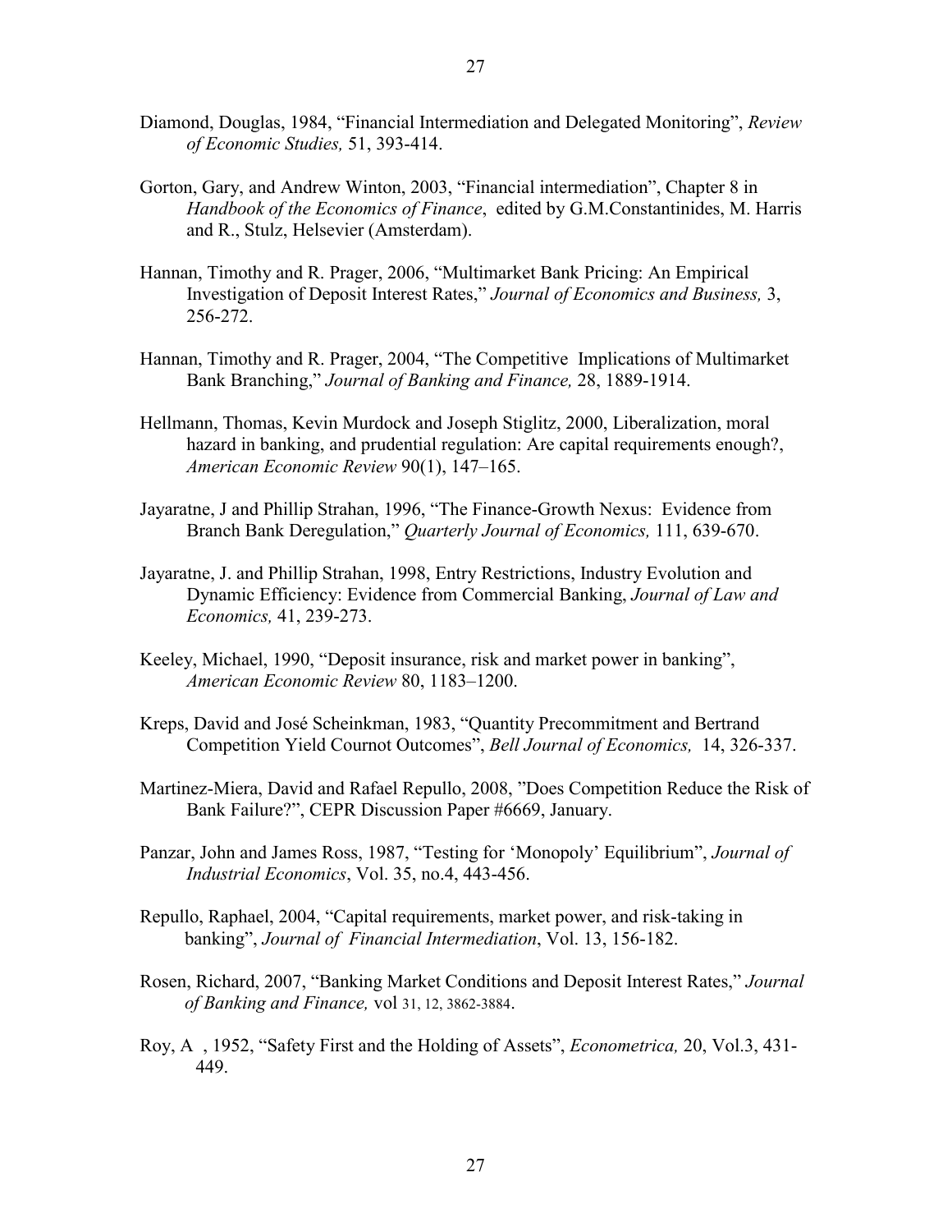Diamond, Douglas, 1984, "Financial Intermediation and Delegated Monitoring", *Review of Economic Studies,* 51, 393-414.

Gorton, Gary, and Andrew Winton, 2003, "Financial intermediation", Chapter 8 in *Handbook of the Economics of Finance*, edited by G.M.Constantinides, M. Harris and R., Stulz, Helsevier (Amsterdam).

Hannan, Timothy and R. Prager, 2006, "Multimarket Bank Pricing: An Empirical Investigation of Deposit Interest Rates," *Journal of Economics and Business,* 3, 256-272.

Hannan, Timothy and R. Prager, 2004, "The Competitive Implications of Multimarket Bank Branching," *Journal of Banking and Finance,* 28, 1889-1914.

Hellmann, Thomas, Kevin Murdock and Joseph Stiglitz, 2000, Liberalization, moral hazard in banking, and prudential regulation: Are capital requirements enough?, *American Economic Review* 90(1), 147–165.

Jayaratne, J and Phillip Strahan, 1996, "The Finance-Growth Nexus: Evidence from Branch Bank Deregulation," *Quarterly Journal of Economics,* 111, 639-670.

Jayaratne, J. and Phillip Strahan, 1998, Entry Restrictions, Industry Evolution and Dynamic Efficiency: Evidence from Commercial Banking, *Journal of Law and Economics,* 41, 239-273.

Keeley, Michael, 1990, "Deposit insurance, risk and market power in banking", *American Economic Review* 80, 1183–1200.

Kreps, David and José Scheinkman, 1983, "Quantity Precommitment and Bertrand Competition Yield Cournot Outcomes", *Bell Journal of Economics,* 14, 326-337.

Martinez-Miera, David and Rafael Repullo, 2008, "Does Competition Reduce the Risk of Bank Failure?", CEPR Discussion Paper #6669, January.

Panzar, John and James Ross, 1987, "Testing for 'Monopoly' Equilibrium", *Journal of Industrial Economics*, Vol. 35, no.4, 443-456.

Repullo, Raphael, 2004, "Capital requirements, market power, and risk-taking in banking", *Journal of Financial Intermediation*, Vol. 13, 156-182.

Rosen, Richard, 2007, "Banking Market Conditions and Deposit Interest Rates," *Journal of Banking and Finance,* vol 31, 12, 3862-3884.

Roy, A , 1952, "Safety First and the Holding of Assets", *Econometrica,* 20, Vol.3, 431-449.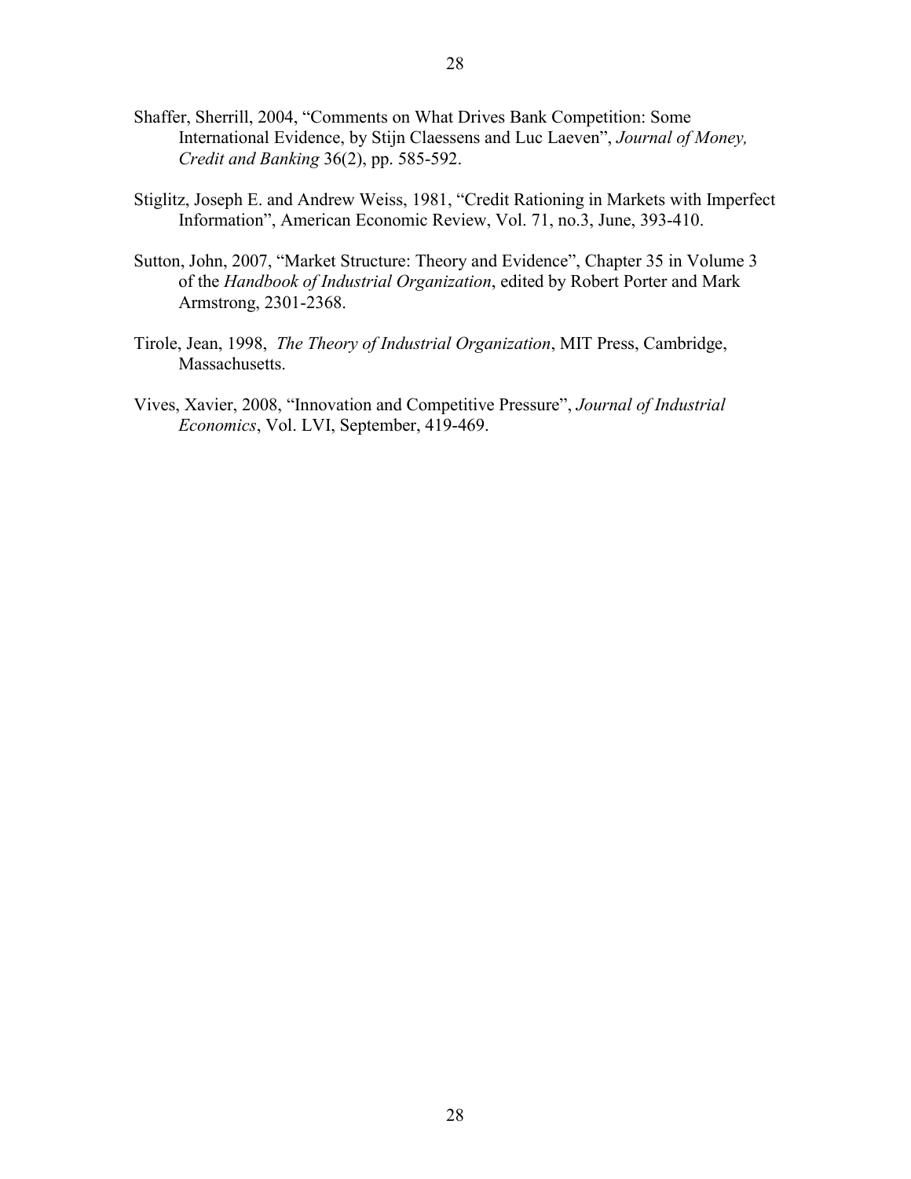Shaffer, Sherrill, 2004, "Comments on What Drives Bank Competition: Some International Evidence, by Stijn Claessens and Luc Laeven", *Journal of Money, Credit and Banking* 36(2), pp. 585-592.

Stiglitz, Joseph E. and Andrew Weiss, 1981, "Credit Rationing in Markets with Imperfect Information", American Economic Review, Vol. 71, no.3, June, 393-410.

Sutton, John, 2007, "Market Structure: Theory and Evidence", Chapter 35 in Volume 3 of the *Handbook of Industrial Organization*, edited by Robert Porter and Mark Armstrong, 2301-2368.

Tirole, Jean, 1998, *The Theory of Industrial Organization*, MIT Press, Cambridge, Massachusetts.

Vives, Xavier, 2008, "Innovation and Competitive Pressure", *Journal of Industrial Economics*, Vol. LVI, September, 419-469.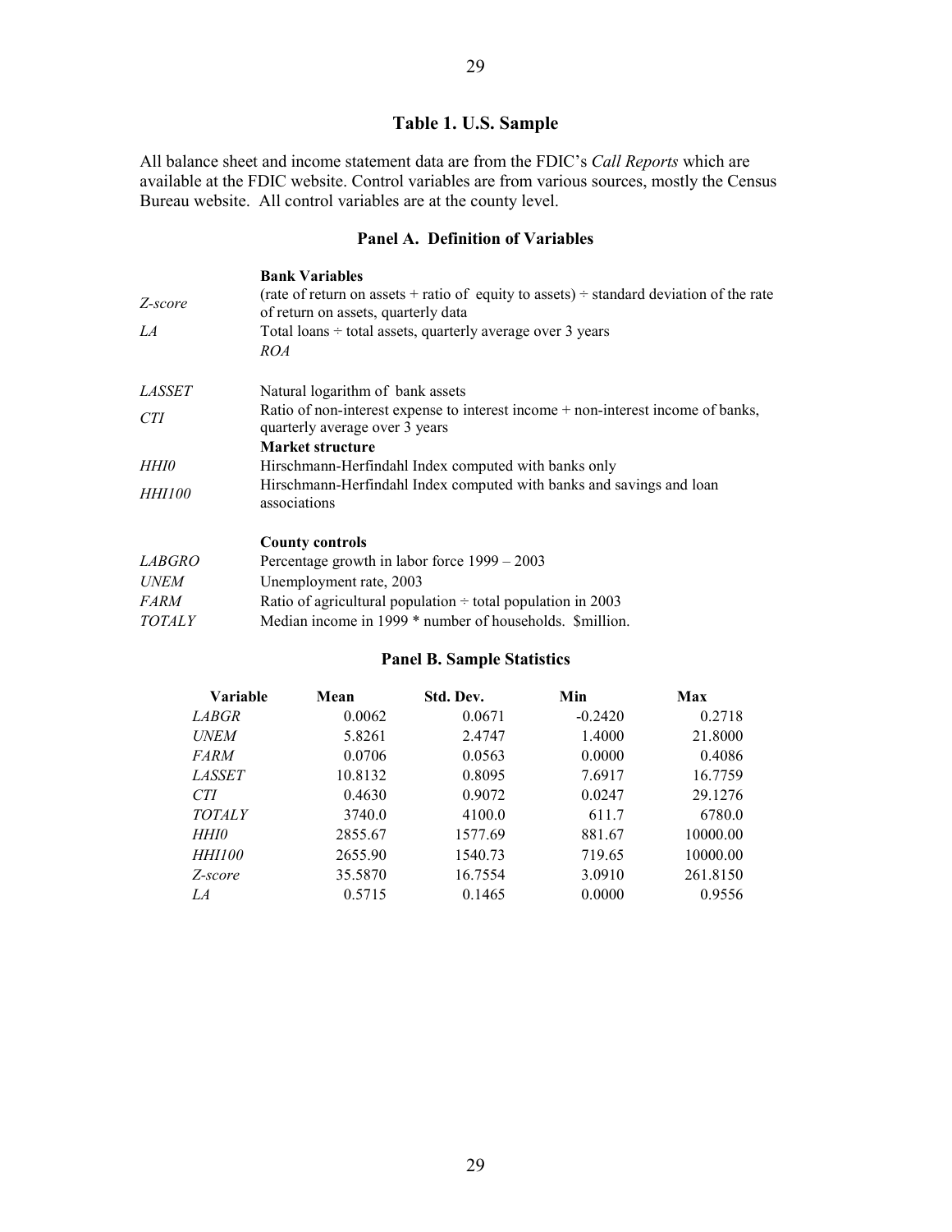## Table 1. U.S. Sample

All balance sheet and income statement data are from the FDIC's *Call Reports* which are available at the FDIC website. Control variables are from various sources, mostly the Census Bureau website. All control variables are at the county level.

### Panel A. Definition of Variables

| | |
|---|---|
| | **Bank Variables** |
| *Z-score* | (rate of return on assets + ratio of equity to assets) ÷ standard deviation of the rate of return on assets, quarterly data |
| *LA* | Total loans ÷ total assets, quarterly average over 3 years |
| | *ROA* |
| *LASSET* | Natural logarithm of bank assets |
| *CTI* | Ratio of non-interest expense to interest income + non-interest income of banks, quarterly average over 3 years |
| | **Market structure** |
| *HHI0* | Hirschmann-Herfindahl Index computed with banks only |
| *HHI100* | Hirschmann-Herfindahl Index computed with banks and savings and loan associations |
| | **County controls** |
| *LABGRO* | Percentage growth in labor force 1999 – 2003 |
| *UNEM* | Unemployment rate, 2003 |
| *FARM* | Ratio of agricultural population ÷ total population in 2003 |
| *TOTALY* | Median income in 1999 * number of households. $million. |

### Panel B. Sample Statistics

| Variable | Mean | Std. Dev. | Min | Max |
|---|---|---|---|---|
| *LABGR* | 0.0062 | 0.0671 | -0.2420 | 0.2718 |
| *UNEM* | 5.8261 | 2.4747 | 1.4000 | 21.8000 |
| *FARM* | 0.0706 | 0.0563 | 0.0000 | 0.4086 |
| *LASSET* | 10.8132 | 0.8095 | 7.6917 | 16.7759 |
| *CTI* | 0.4630 | 0.9072 | 0.0247 | 29.1276 |
| *TOTALY* | 3740.0 | 4100.0 | 611.7 | 6780.0 |
| *HHI0* | 2855.67 | 1577.69 | 881.67 | 10000.00 |
| *HHI100* | 2655.90 | 1540.73 | 719.65 | 10000.00 |
| *Z-score* | 35.5870 | 16.7554 | 3.0910 | 261.8150 |
| *LA* | 0.5715 | 0.1465 | 0.0000 | 0.9556 |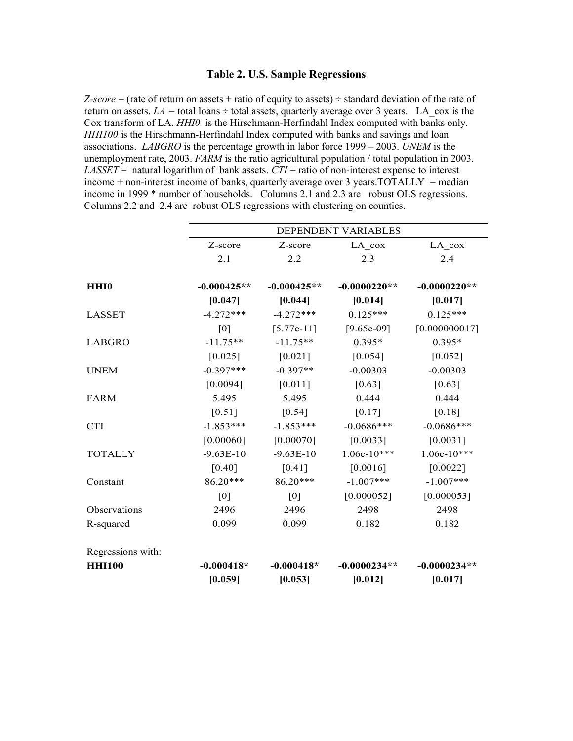## Table 2. U.S. Sample Regressions

*Z-score* = (rate of return on assets + ratio of equity to assets) ÷ standard deviation of the rate of return on assets. *LA* = total loans ÷ total assets, quarterly average over 3 years. LA_cox is the Cox transform of LA. *HHI0* is the Hirschmann-Herfindahl Index computed with banks only. *HHI100* is the Hirschmann-Herfindahl Index computed with banks and savings and loan associations. *LABGRO* is the percentage growth in labor force 1999 – 2003. *UNEM* is the unemployment rate, 2003. *FARM* is the ratio agricultural population / total population in 2003. *LASSET* = natural logarithm of bank assets. *CTI* = ratio of non-interest expense to interest income + non-interest income of banks, quarterly average over 3 years.TOTALLY = median income in 1999 * number of households. Columns 2.1 and 2.3 are robust OLS regressions. Columns 2.2 and 2.4 are robust OLS regressions with clustering on counties.

| | DEPENDENT VARIABLES | | | |
|---|---|---|---|---|
| | Z-score | Z-score | LA_cox | LA_cox |
| | 2.1 | 2.2 | 2.3 | 2.4 |
| **HHI0** | **-0.000425\*\*** | **-0.000425\*\*** | **-0.0000220\*\*** | **-0.0000220\*\*** |
| | **[0.047]** | **[0.044]** | **[0.014]** | **[0.017]** |
| LASSET | -4.272\*\*\* | -4.272\*\*\* | 0.125\*\*\* | 0.125\*\*\* |
| | [0] | [5.77e-11] | [9.65e-09] | [0.000000017] |
| LABGRO | -11.75\*\* | -11.75\*\* | 0.395\* | 0.395\* |
| | [0.025] | [0.021] | [0.054] | [0.052] |
| UNEM | -0.397\*\*\* | -0.397\*\* | -0.00303 | -0.00303 |
| | [0.0094] | [0.011] | [0.63] | [0.63] |
| FARM | 5.495 | 5.495 | 0.444 | 0.444 |
| | [0.51] | [0.54] | [0.17] | [0.18] |
| CTI | -1.853\*\*\* | -1.853\*\*\* | -0.0686\*\*\* | -0.0686\*\*\* |
| | [0.00060] | [0.00070] | [0.0033] | [0.0031] |
| TOTALLY | -9.63E-10 | -9.63E-10 | 1.06e-10\*\*\* | 1.06e-10\*\*\* |
| | [0.40] | [0.41] | [0.0016] | [0.0022] |
| Constant | 86.20\*\*\* | 86.20\*\*\* | -1.007\*\*\* | -1.007\*\*\* |
| | [0] | [0] | [0.000052] | [0.000053] |
| Observations | 2496 | 2496 | 2498 | 2498 |
| R-squared | 0.099 | 0.099 | 0.182 | 0.182 |
| Regressions with: | | | | |
| **HHI100** | **-0.000418\*** | **-0.000418\*** | **-0.0000234\*\*** | **-0.0000234\*\*** |
| | **[0.059]** | **[0.053]** | **[0.012]** | **[0.017]** |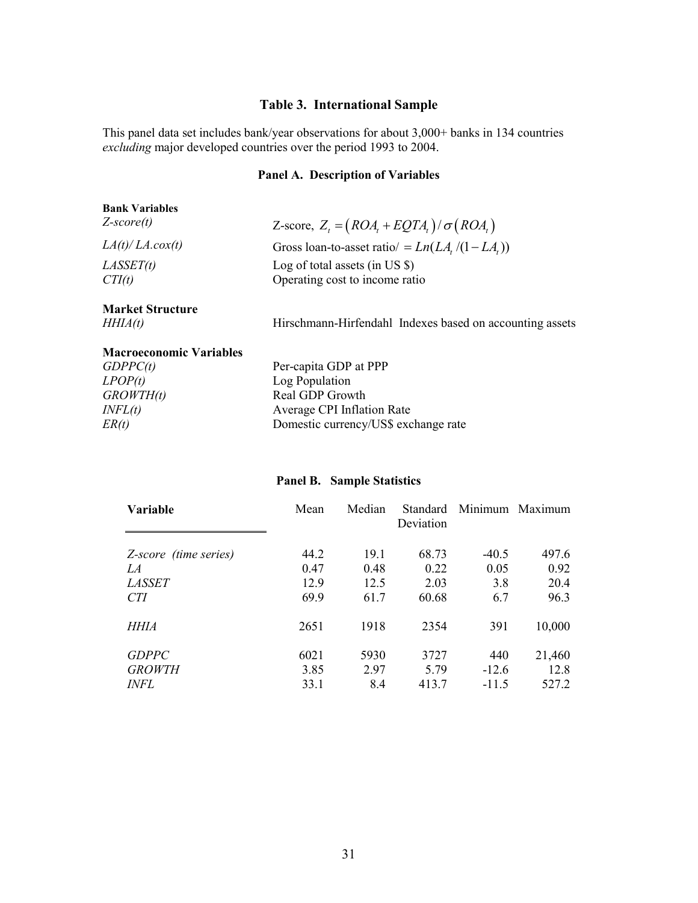## Table 3. International Sample

This panel data set includes bank/year observations for about 3,000+ banks in 134 countries *excluding* major developed countries over the period 1993 to 2004.

### Panel A. Description of Variables

| | |
|---|---|
| **Bank Variables** | |
| *Z-score(t)* | Z-score, $Z_t = \left(ROA_t + EQTA_t\right)/\sigma\left(ROA_t\right)$ |
| *LA(t)/ LA.cox(t)* | Gross loan-to-asset ratio/ $= Ln(LA_t/(1-LA_t))$ |
| *LASSET(t)* | Log of total assets (in US $) |
| *CTI(t)* | Operating cost to income ratio |
| **Market Structure** | |
| *HHIA(t)* | Hirschmann-Hirfendahl Indexes based on accounting assets |
| **Macroeconomic Variables** | |
| *GDPPC(t)* | Per-capita GDP at PPP |
| *LPOP(t)* | Log Population |
| *GROWTH(t)* | Real GDP Growth |
| *INFL(t)* | Average CPI Inflation Rate |
| *ER(t)* | Domestic currency/US$ exchange rate |

### Panel B. Sample Statistics

| Variable | Mean | Median | Standard Deviation | Minimum | Maximum |
|---|---|---|---|---|---|
| *Z-score (time series)* | 44.2 | 19.1 | 68.73 | -40.5 | 497.6 |
| *LA* | 0.47 | 0.48 | 0.22 | 0.05 | 0.92 |
| *LASSET* | 12.9 | 12.5 | 2.03 | 3.8 | 20.4 |
| *CTI* | 69.9 | 61.7 | 60.68 | 6.7 | 96.3 |
| *HHIA* | 2651 | 1918 | 2354 | 391 | 10,000 |
| *GDPPC* | 6021 | 5930 | 3727 | 440 | 21,460 |
| *GROWTH* | 3.85 | 2.97 | 5.79 | -12.6 | 12.8 |
| *INFL* | 33.1 | 8.4 | 413.7 | -11.5 | 527.2 |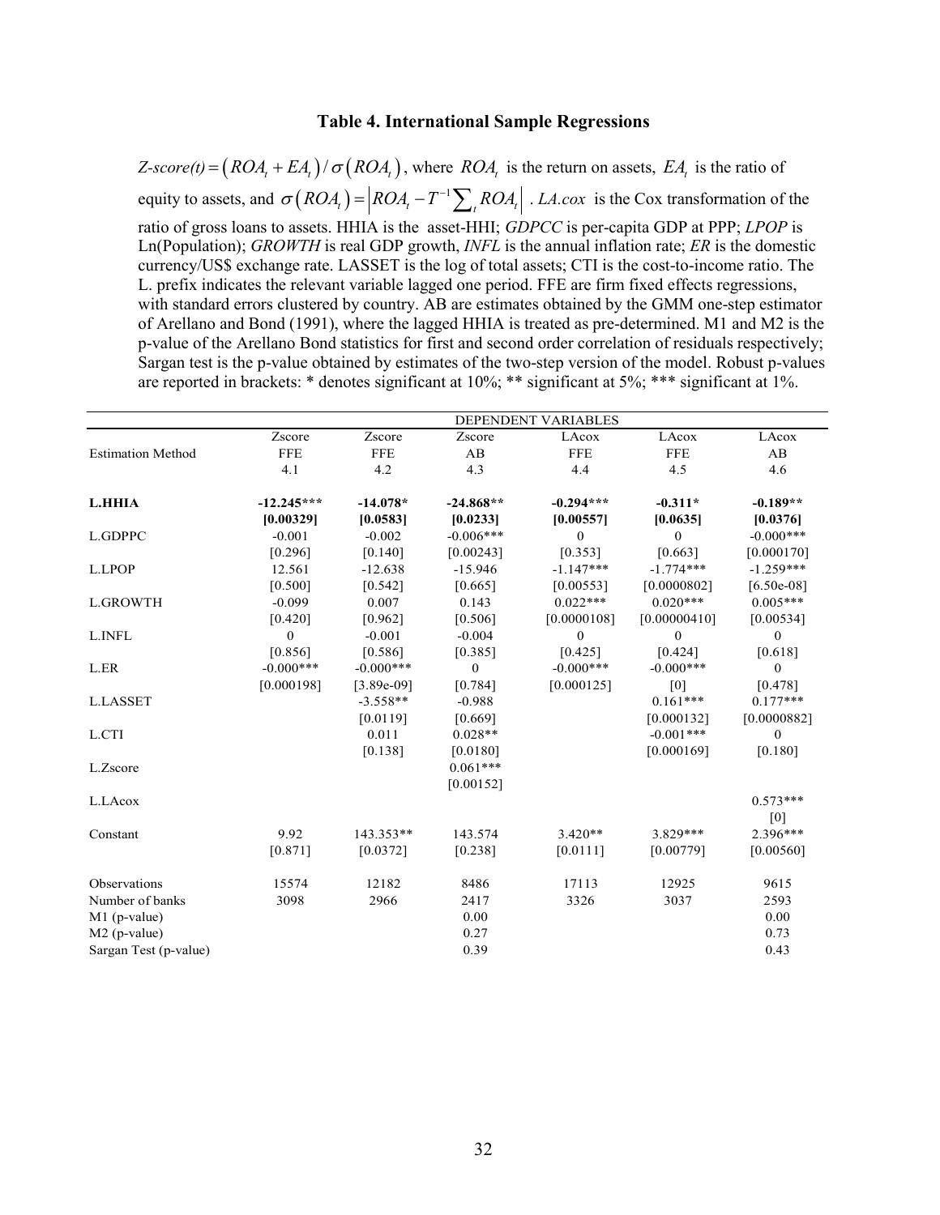### Table 4. International Sample Regressions

$Z\text{-}score(t) = \left(ROA_t + EA_t\right)/\sigma\left(ROA_t\right)$, where $ROA_t$ is the return on assets, $EA_t$ is the ratio of equity to assets, and $\sigma\left(ROA_t\right) = \left|ROA_t - T^{-1}\sum_t ROA_t\right|$ . *LA.cox* is the Cox transformation of the ratio of gross loans to assets. HHIA is the asset-HHI; *GDPCC* is per-capita GDP at PPP; *LPOP* is Ln(Population); *GROWTH* is real GDP growth, *INFL* is the annual inflation rate; *ER* is the domestic currency/US$ exchange rate. LASSET is the log of total assets; CTI is the cost-to-income ratio. The L. prefix indicates the relevant variable lagged one period. FFE are firm fixed effects regressions, with standard errors clustered by country. AB are estimates obtained by the GMM one-step estimator of Arellano and Bond (1991), where the lagged HHIA is treated as pre-determined. M1 and M2 is the p-value of the Arellano Bond statistics for first and second order correlation of residuals respectively; Sargan test is the p-value obtained by estimates of the two-step version of the model. Robust p-values are reported in brackets: * denotes significant at 10%; ** significant at 5%; *** significant at 1%.

| | DEPENDENT VARIABLES | | | | | |
|---|---|---|---|---|---|---|
| | Zscore | Zscore | Zscore | LAcox | LAcox | LAcox |
| Estimation Method | FFE | FFE | AB | FFE | FFE | AB |
| | 4.1 | 4.2 | 4.3 | 4.4 | 4.5 | 4.6 |
| **L.HHIA** | **-12.245*** ** | **-14.078*** | **-24.868** ** | **-0.294*** ** | **-0.311*** | **-0.189** ** |
| | **[0.00329]** | **[0.0583]** | **[0.0233]** | **[0.00557]** | **[0.0635]** | **[0.0376]** |
| L.GDPPC | -0.001 | -0.002 | -0.006*** | 0 | 0 | -0.000*** |
| | [0.296] | [0.140] | [0.00243] | [0.353] | [0.663] | [0.000170] |
| L.LPOP | 12.561 | -12.638 | -15.946 | -1.147*** | -1.774*** | -1.259*** |
| | [0.500] | [0.542] | [0.665] | [0.00553] | [0.0000802] | [6.50e-08] |
| L.GROWTH | -0.099 | 0.007 | 0.143 | 0.022*** | 0.020*** | 0.005*** |
| | [0.420] | [0.962] | [0.506] | [0.0000108] | [0.00000410] | [0.00534] |
| L.INFL | 0 | -0.001 | -0.004 | 0 | 0 | 0 |
| | [0.856] | [0.586] | [0.385] | [0.425] | [0.424] | [0.618] |
| L.ER | -0.000*** | -0.000*** | 0 | -0.000*** | -0.000*** | 0 |
| | [0.000198] | [3.89e-09] | [0.784] | [0.000125] | [0] | [0.478] |
| L.LASSET | | -3.558** | -0.988 | | 0.161*** | 0.177*** |
| | | [0.0119] | [0.669] | | [0.000132] | [0.0000882] |
| L.CTI | | 0.011 | 0.028** | | -0.001*** | 0 |
| | | [0.138] | [0.0180] | | [0.000169] | [0.180] |
| L.Zscore | | | 0.061*** | | | |
| | | | [0.00152] | | | |
| L.LAcox | | | | | | 0.573*** |
| | | | | | | [0] |
| Constant | 9.92 | 143.353** | 143.574 | 3.420** | 3.829*** | 2.396*** |
| | [0.871] | [0.0372] | [0.238] | [0.0111] | [0.00779] | [0.00560] |
| Observations | 15574 | 12182 | 8486 | 17113 | 12925 | 9615 |
| Number of banks | 3098 | 2966 | 2417 | 3326 | 3037 | 2593 |
| M1 (p-value) | | | 0.00 | | | 0.00 |
| M2 (p-value) | | | 0.27 | | | 0.73 |
| Sargan Test (p-value) | | | 0.39 | | | 0.43 |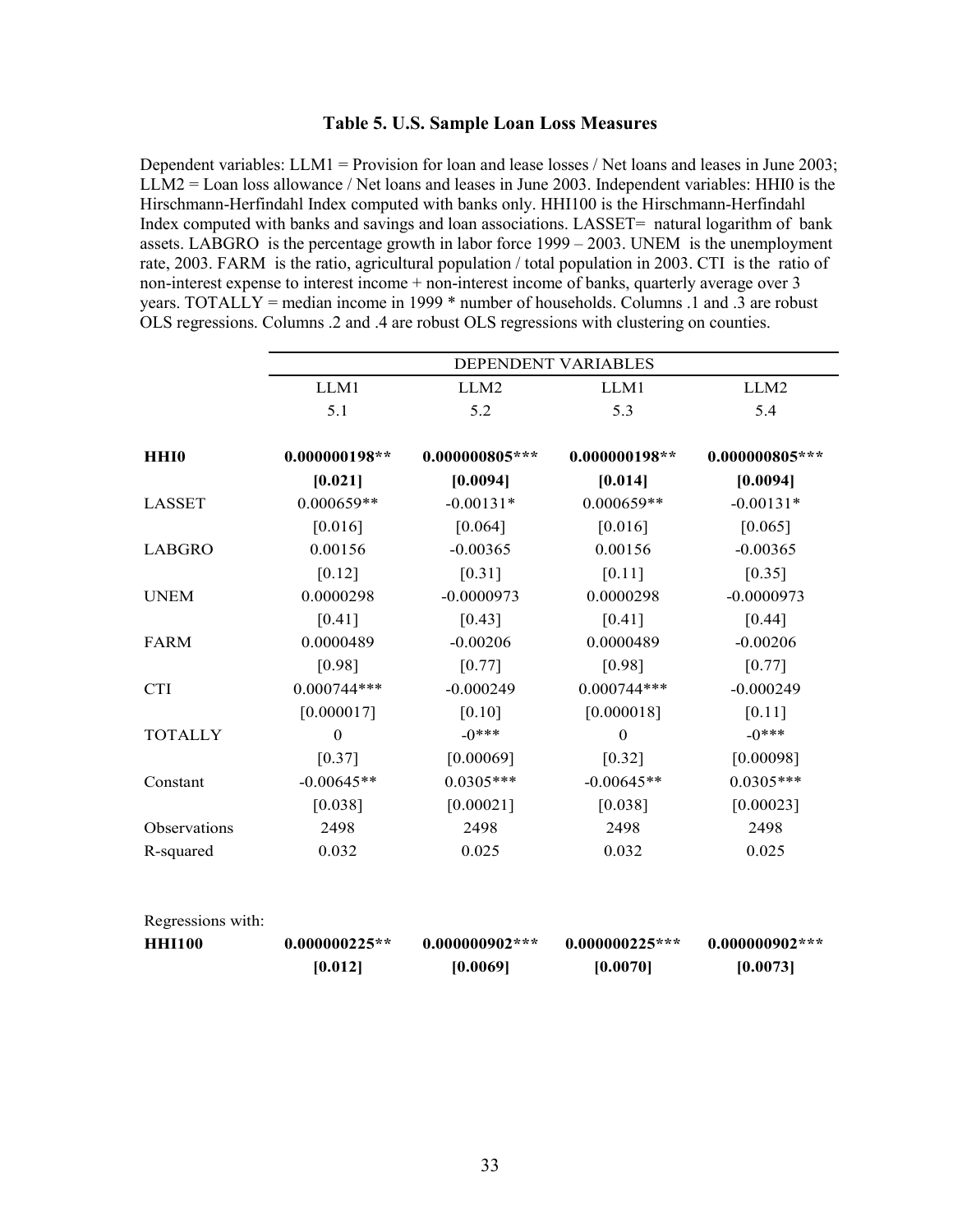### Table 5. U.S. Sample Loan Loss Measures

Dependent variables: LLM1 = Provision for loan and lease losses / Net loans and leases in June 2003; LLM2 = Loan loss allowance / Net loans and leases in June 2003. Independent variables: HHI0 is the Hirschmann-Herfindahl Index computed with banks only. HHI100 is the Hirschmann-Herfindahl Index computed with banks and savings and loan associations. LASSET= natural logarithm of bank assets. LABGRO is the percentage growth in labor force 1999 – 2003. UNEM is the unemployment rate, 2003. FARM is the ratio, agricultural population / total population in 2003. CTI is the ratio of non-interest expense to interest income + non-interest income of banks, quarterly average over 3 years. TOTALLY = median income in 1999 * number of households. Columns .1 and .3 are robust OLS regressions. Columns .2 and .4 are robust OLS regressions with clustering on counties.

| | DEPENDENT VARIABLES | | | |
|---|---|---|---|---|
| | LLM1 | LLM2 | LLM1 | LLM2 |
| | 5.1 | 5.2 | 5.3 | 5.4 |
| **HHI0** | **0.000000198\*\*** | **0.000000805\*\*\*** | **0.000000198\*\*** | **0.000000805\*\*\*** |
| | **[0.021]** | **[0.0094]** | **[0.014]** | **[0.0094]** |
| LASSET | 0.000659** | -0.00131* | 0.000659** | -0.00131* |
| | [0.016] | [0.064] | [0.016] | [0.065] |
| LABGRO | 0.00156 | -0.00365 | 0.00156 | -0.00365 |
| | [0.12] | [0.31] | [0.11] | [0.35] |
| UNEM | 0.0000298 | -0.0000973 | 0.0000298 | -0.0000973 |
| | [0.41] | [0.43] | [0.41] | [0.44] |
| FARM | 0.0000489 | -0.00206 | 0.0000489 | -0.00206 |
| | [0.98] | [0.77] | [0.98] | [0.77] |
| CTI | 0.000744*** | -0.000249 | 0.000744*** | -0.000249 |
| | [0.000017] | [0.10] | [0.000018] | [0.11] |
| TOTALLY | 0 | -0*** | 0 | -0*** |
| | [0.37] | [0.00069] | [0.32] | [0.00098] |
| Constant | -0.00645** | 0.0305*** | -0.00645** | 0.0305*** |
| | [0.038] | [0.00021] | [0.038] | [0.00023] |
| Observations | 2498 | 2498 | 2498 | 2498 |
| R-squared | 0.032 | 0.025 | 0.032 | 0.025 |
| | | | | |
| Regressions with: | | | | |
| **HHI100** | **0.000000225\*\*** | **0.000000902\*\*\*** | **0.000000225\*\*\*** | **0.000000902\*\*\*** |
| | **[0.012]** | **[0.0069]** | **[0.0070]** | **[0.0073]** |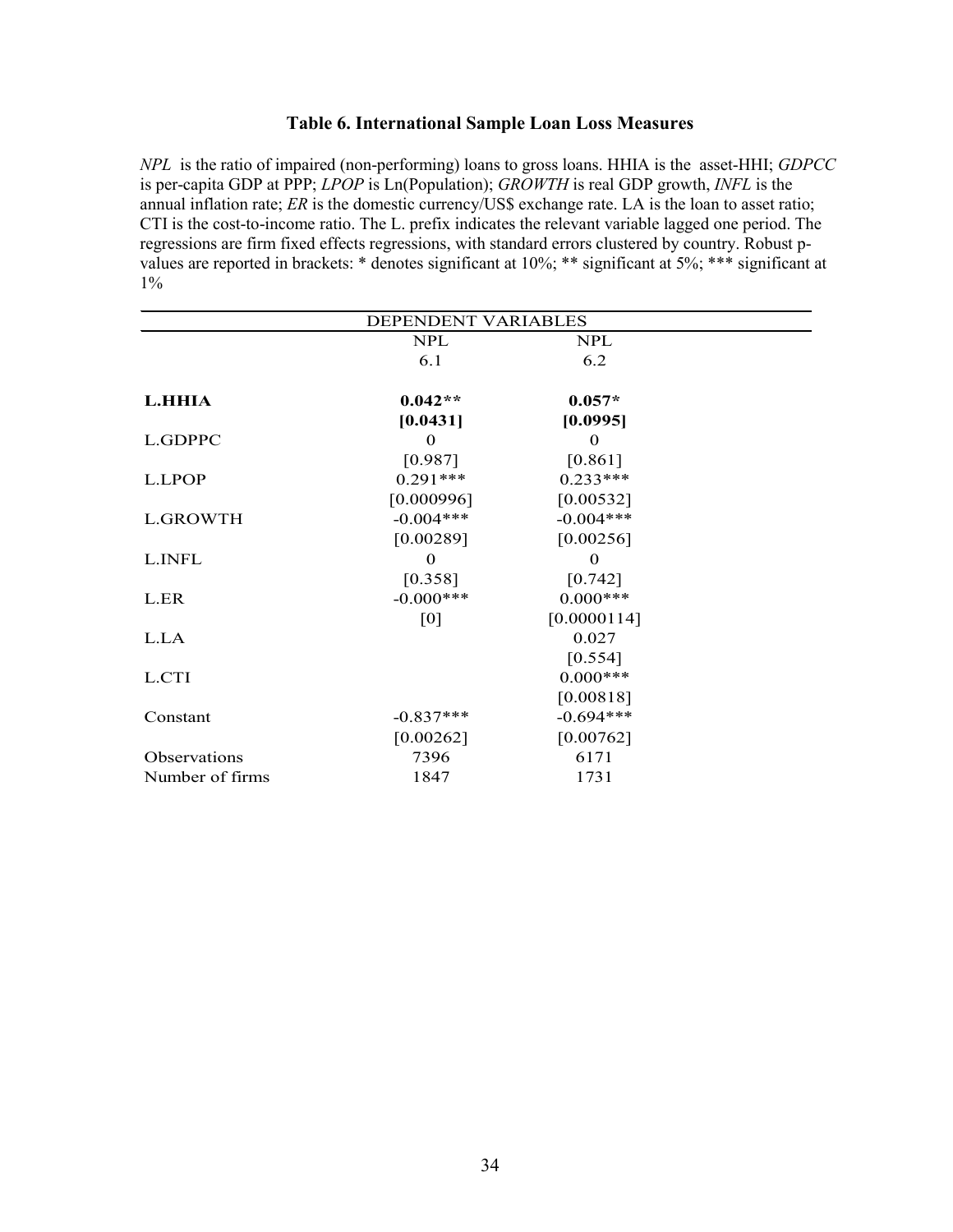## Table 6. International Sample Loan Loss Measures

*NPL* is the ratio of impaired (non-performing) loans to gross loans. HHIA is the asset-HHI; *GDPCC* is per-capita GDP at PPP; *LPOP* is Ln(Population); *GROWTH* is real GDP growth, *INFL* is the annual inflation rate; *ER* is the domestic currency/US$ exchange rate. LA is the loan to asset ratio; CTI is the cost-to-income ratio. The L. prefix indicates the relevant variable lagged one period. The regressions are firm fixed effects regressions, with standard errors clustered by country. Robust p-values are reported in brackets: * denotes significant at 10%; ** significant at 5%; *** significant at 1%

| | DEPENDENT VARIABLES | |
|---|---|---|
| | NPL | NPL |
| | 6.1 | 6.2 |
| **L.HHIA** | **0.042\*\*** | **0.057\*** |
| | **[0.0431]** | **[0.0995]** |
| L.GDPPC | 0 | 0 |
| | [0.987] | [0.861] |
| L.LPOP | 0.291*** | 0.233*** |
| | [0.000996] | [0.00532] |
| L.GROWTH | -0.004*** | -0.004*** |
| | [0.00289] | [0.00256] |
| L.INFL | 0 | 0 |
| | [0.358] | [0.742] |
| L.ER | -0.000*** | 0.000*** |
| | [0] | [0.0000114] |
| L.LA | | 0.027 |
| | | [0.554] |
| L.CTI | | 0.000*** |
| | | [0.00818] |
| Constant | -0.837*** | -0.694*** |
| | [0.00262] | [0.00762] |
| Observations | 7396 | 6171 |
| Number of firms | 1847 | 1731 |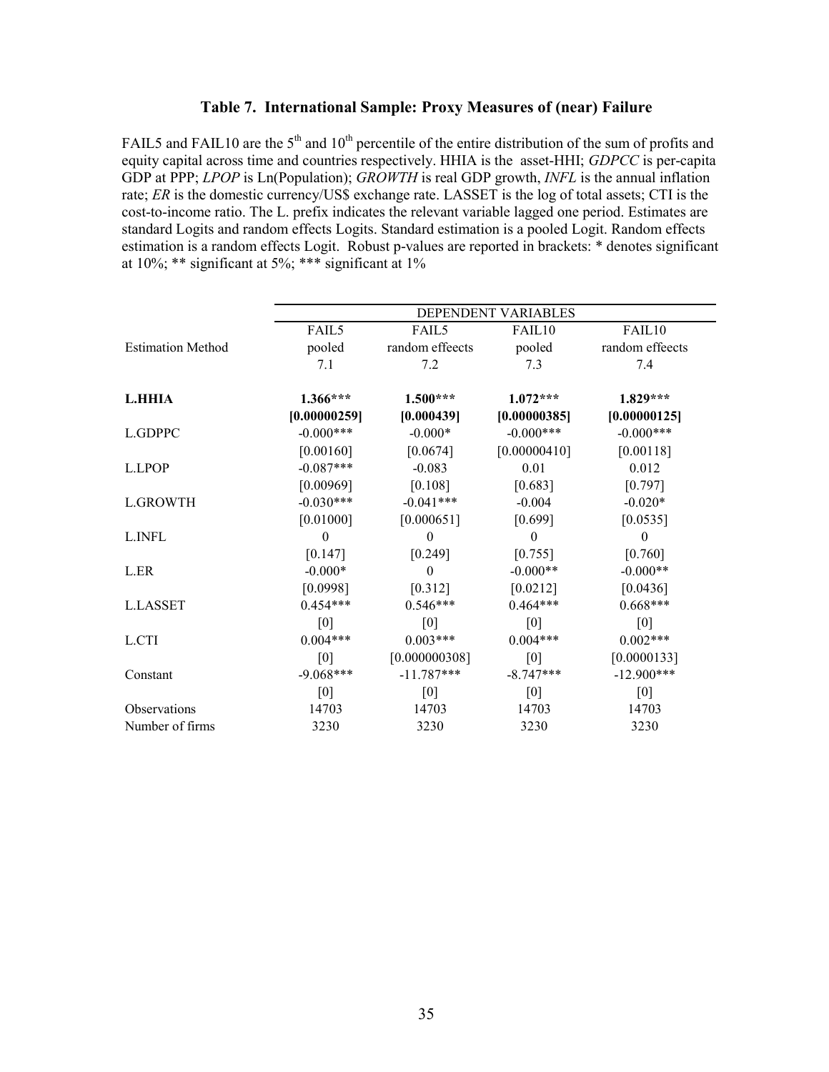### Table 7. International Sample: Proxy Measures of (near) Failure

FAIL5 and FAIL10 are the 5[th] and 10[th] percentile of the entire distribution of the sum of profits and equity capital across time and countries respectively. HHIA is the asset-HHI; *GDPCC* is per-capita GDP at PPP; *LPOP* is Ln(Population); *GROWTH* is real GDP growth, *INFL* is the annual inflation rate; *ER* is the domestic currency/US$ exchange rate. LASSET is the log of total assets; CTI is the cost-to-income ratio. The L. prefix indicates the relevant variable lagged one period. Estimates are standard Logits and random effects Logits. Standard estimation is a pooled Logit. Random effects estimation is a random effects Logit. Robust p-values are reported in brackets: * denotes significant at 10%; ** significant at 5%; *** significant at 1%

| | DEPENDENT VARIABLES | | | |
|---|---|---|---|---|
| | FAIL5 | FAIL5 | FAIL10 | FAIL10 |
| Estimation Method | pooled | random effeects | pooled | random effeects |
| | 7.1 | 7.2 | 7.3 | 7.4 |
| **L.HHIA** | **1.366***** | **1.500***** | **1.072***** | **1.829***** |
| | **[0.00000259]** | **[0.000439]** | **[0.00000385]** | **[0.00000125]** |
| L.GDPPC | -0.000*** | -0.000* | -0.000*** | -0.000*** |
| | [0.00160] | [0.0674] | [0.00000410] | [0.00118] |
| L.LPOP | -0.087*** | -0.083 | 0.01 | 0.012 |
| | [0.00969] | [0.108] | [0.683] | [0.797] |
| L.GROWTH | -0.030*** | -0.041*** | -0.004 | -0.020* |
| | [0.01000] | [0.000651] | [0.699] | [0.0535] |
| L.INFL | 0 | 0 | 0 | 0 |
| | [0.147] | [0.249] | [0.755] | [0.760] |
| L.ER | -0.000* | 0 | -0.000** | -0.000** |
| | [0.0998] | [0.312] | [0.0212] | [0.0436] |
| L.LASSET | 0.454*** | 0.546*** | 0.464*** | 0.668*** |
| | [0] | [0] | [0] | [0] |
| L.CTI | 0.004*** | 0.003*** | 0.004*** | 0.002*** |
| | [0] | [0.000000308] | [0] | [0.0000133] |
| Constant | -9.068*** | -11.787*** | -8.747*** | -12.900*** |
| | [0] | [0] | [0] | [0] |
| Observations | 14703 | 14703 | 14703 | 14703 |
| Number of firms | 3230 | 3230 | 3230 | 3230 |